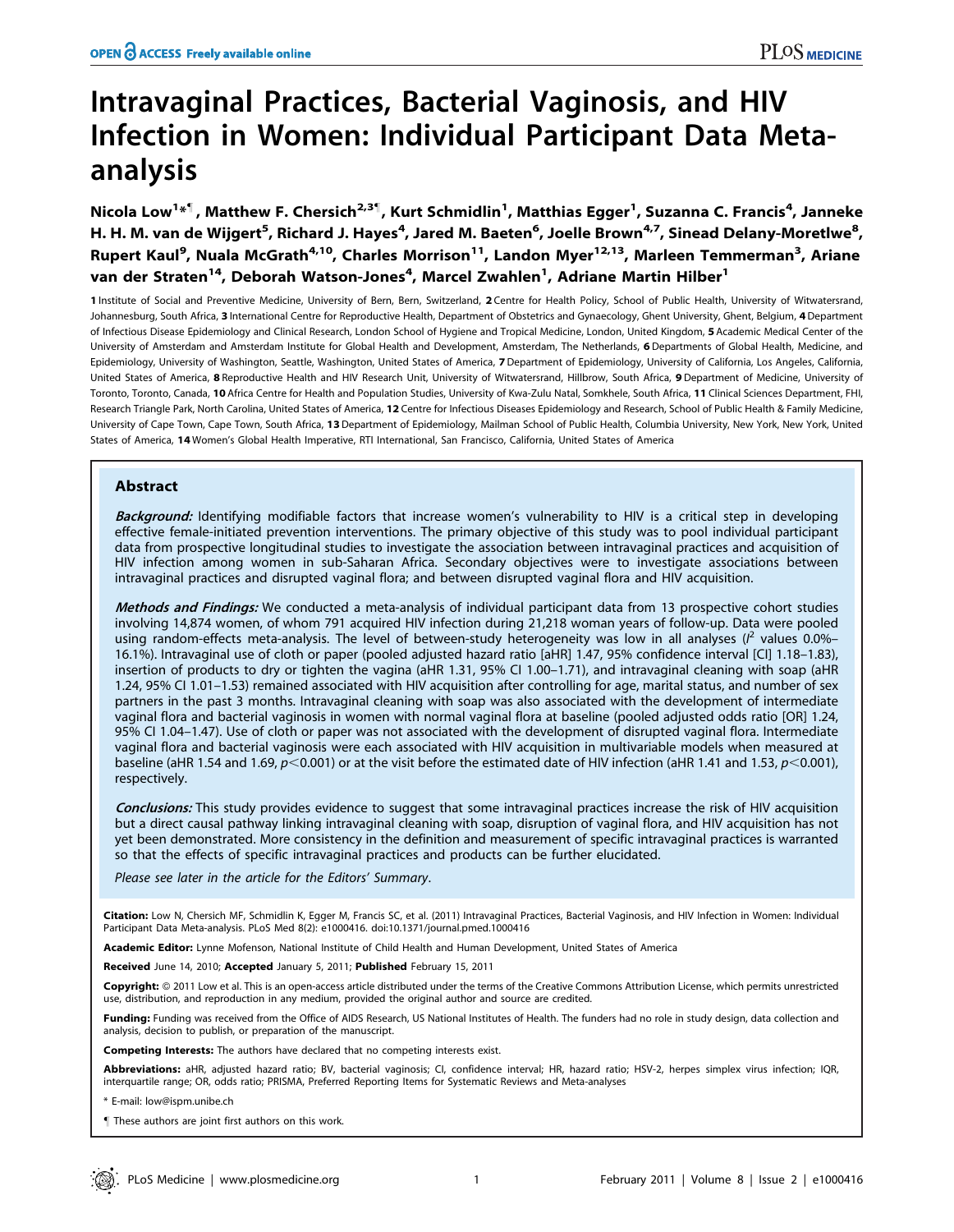# Intravaginal Practices, Bacterial Vaginosis, and HIV Infection in Women: Individual Participant Data Meta-analysis

**Nicola Low[1]*¶, Matthew F. Chersich[2,3]¶, Kurt Schmidlin[1], Matthias Egger[1], Suzanna C. Francis[4], Janneke H. H. M. van de Wijgert[5], Richard J. Hayes[4], Jared M. Baeten[6], Joelle Brown[4,7], Sinead Delany-Moretlwe[8], Rupert Kaul[9], Nuala McGrath[4,10], Charles Morrison[11], Landon Myer[12,13], Marleen Temmerman[3], Ariane van der Straten[14], Deborah Watson-Jones[4], Marcel Zwahlen[1], Adriane Martin Hilber[1]**

1 Institute of Social and Preventive Medicine, University of Bern, Bern, Switzerland, 2 Centre for Health Policy, School of Public Health, University of Witwatersrand, Johannesburg, South Africa, 3 International Centre for Reproductive Health, Department of Obstetrics and Gynaecology, Ghent University, Ghent, Belgium, 4 Department of Infectious Disease Epidemiology and Clinical Research, London School of Hygiene and Tropical Medicine, London, United Kingdom, 5 Academic Medical Center of the University of Amsterdam and Amsterdam Institute for Global Health and Development, Amsterdam, The Netherlands, 6 Departments of Global Health, Medicine, and Epidemiology, University of Washington, Seattle, Washington, United States of America, 7 Department of Epidemiology, University of California, Los Angeles, California, United States of America, 8 Reproductive Health and HIV Research Unit, University of Witwatersrand, Hillbrow, South Africa, 9 Department of Medicine, University of Toronto, Toronto, Canada, 10 Africa Centre for Health and Population Studies, University of Kwa-Zulu Natal, Somkhele, South Africa, 11 Clinical Sciences Department, FHI, Research Triangle Park, North Carolina, United States of America, 12 Centre for Infectious Diseases Epidemiology and Research, School of Public Health & Family Medicine, University of Cape Town, Cape Town, South Africa, 13 Department of Epidemiology, Mailman School of Public Health, Columbia University, New York, New York, United States of America, 14 Women's Global Health Imperative, RTI International, San Francisco, California, United States of America

## Abstract

***Background:*** Identifying modifiable factors that increase women's vulnerability to HIV is a critical step in developing effective female-initiated prevention interventions. The primary objective of this study was to pool individual participant data from prospective longitudinal studies to investigate the association between intravaginal practices and acquisition of HIV infection among women in sub-Saharan Africa. Secondary objectives were to investigate associations between intravaginal practices and disrupted vaginal flora; and between disrupted vaginal flora and HIV acquisition.

***Methods and Findings:*** We conducted a meta-analysis of individual participant data from 13 prospective cohort studies involving 14,874 women, of whom 791 acquired HIV infection during 21,218 woman years of follow-up. Data were pooled using random-effects meta-analysis. The level of between-study heterogeneity was low in all analyses ($I^2$ values 0.0%–16.1%). Intravaginal use of cloth or paper (pooled adjusted hazard ratio [aHR] 1.47, 95% confidence interval [CI] 1.18–1.83), insertion of products to dry or tighten the vagina (aHR 1.31, 95% CI 1.00–1.71), and intravaginal cleaning with soap (aHR 1.24, 95% CI 1.01–1.53) remained associated with HIV acquisition after controlling for age, marital status, and number of sex partners in the past 3 months. Intravaginal cleaning with soap was also associated with the development of intermediate vaginal flora and bacterial vaginosis in women with normal vaginal flora at baseline (pooled adjusted odds ratio [OR] 1.24, 95% CI 1.04–1.47). Use of cloth or paper was not associated with the development of disrupted vaginal flora. Intermediate vaginal flora and bacterial vaginosis were each associated with HIV acquisition in multivariable models when measured at baseline (aHR 1.54 and 1.69, $p<0.001$) or at the visit before the estimated date of HIV infection (aHR 1.41 and 1.53, $p<0.001$), respectively.

***Conclusions:*** This study provides evidence to suggest that some intravaginal practices increase the risk of HIV acquisition but a direct causal pathway linking intravaginal cleaning with soap, disruption of vaginal flora, and HIV acquisition has not yet been demonstrated. More consistency in the definition and measurement of specific intravaginal practices is warranted so that the effects of specific intravaginal practices and products can be further elucidated.

*Please see later in the article for the Editors' Summary.*

**Citation:** Low N, Chersich MF, Schmidlin K, Egger M, Francis SC, et al. (2011) Intravaginal Practices, Bacterial Vaginosis, and HIV Infection in Women: Individual Participant Data Meta-analysis. PLoS Med 8(2): e1000416. doi:10.1371/journal.pmed.1000416

**Academic Editor:** Lynne Mofenson, National Institute of Child Health and Human Development, United States of America

**Received** June 14, 2010; **Accepted** January 5, 2011; **Published** February 15, 2011

**Copyright:** © 2011 Low et al. This is an open-access article distributed under the terms of the Creative Commons Attribution License, which permits unrestricted use, distribution, and reproduction in any medium, provided the original author and source are credited.

**Funding:** Funding was received from the Office of AIDS Research, US National Institutes of Health. The funders had no role in study design, data collection and analysis, decision to publish, or preparation of the manuscript.

**Competing Interests:** The authors have declared that no competing interests exist.

**Abbreviations:** aHR, adjusted hazard ratio; BV, bacterial vaginosis; CI, confidence interval; HR, hazard ratio; HSV-2, herpes simplex virus infection; IQR, interquartile range; OR, odds ratio; PRISMA, Preferred Reporting Items for Systematic Reviews and Meta-analyses

\* E-mail: low@ispm.unibe.ch

¶ These authors are joint first authors on this work.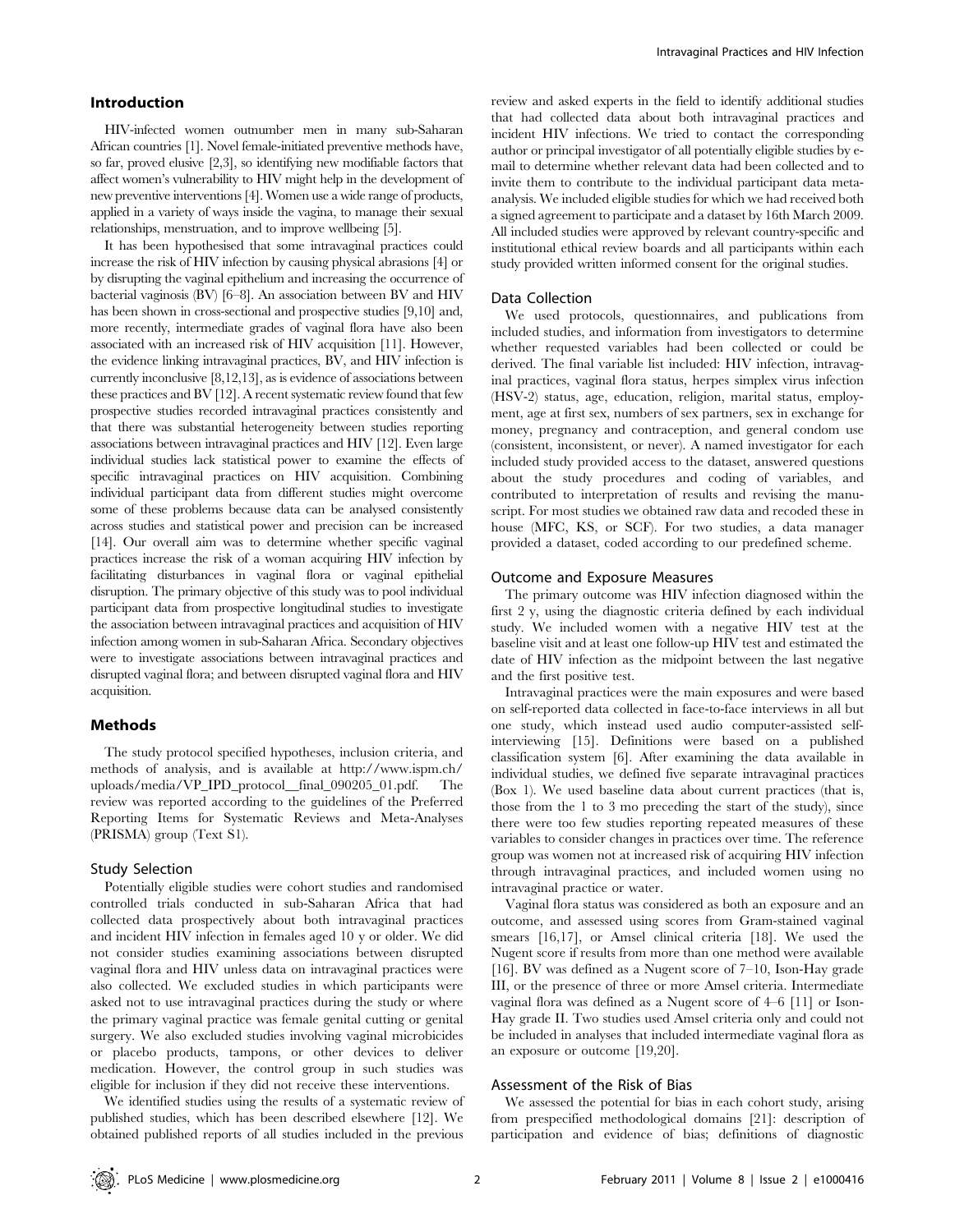## Introduction

HIV-infected women outnumber men in many sub-Saharan African countries [1]. Novel female-initiated preventive methods have, so far, proved elusive [2,3], so identifying new modifiable factors that affect women's vulnerability to HIV might help in the development of new preventive interventions [4]. Women use a wide range of products, applied in a variety of ways inside the vagina, to manage their sexual relationships, menstruation, and to improve wellbeing [5].

It has been hypothesised that some intravaginal practices could increase the risk of HIV infection by causing physical abrasions [4] or by disrupting the vaginal epithelium and increasing the occurrence of bacterial vaginosis (BV) [6–8]. An association between BV and HIV has been shown in cross-sectional and prospective studies [9,10] and, more recently, intermediate grades of vaginal flora have also been associated with an increased risk of HIV acquisition [11]. However, the evidence linking intravaginal practices, BV, and HIV infection is currently inconclusive [8,12,13], as is evidence of associations between these practices and BV [12]. A recent systematic review found that few prospective studies recorded intravaginal practices consistently and that there was substantial heterogeneity between studies reporting associations between intravaginal practices and HIV [12]. Even large individual studies lack statistical power to examine the effects of specific intravaginal practices on HIV acquisition. Combining individual participant data from different studies might overcome some of these problems because data can be analysed consistently across studies and statistical power and precision can be increased [14]. Our overall aim was to determine whether specific vaginal practices increase the risk of a woman acquiring HIV infection by facilitating disturbances in vaginal flora or vaginal epithelial disruption. The primary objective of this study was to pool individual participant data from prospective longitudinal studies to investigate the association between intravaginal practices and acquisition of HIV infection among women in sub-Saharan Africa. Secondary objectives were to investigate associations between intravaginal practices and disrupted vaginal flora; and between disrupted vaginal flora and HIV acquisition.

## Methods

The study protocol specified hypotheses, inclusion criteria, and methods of analysis, and is available at http://www.ispm.ch/uploads/media/VP_IPD_protocol__final_090205_01.pdf. The review was reported according to the guidelines of the Preferred Reporting Items for Systematic Reviews and Meta-Analyses (PRISMA) group (Text S1).

### Study Selection

Potentially eligible studies were cohort studies and randomised controlled trials conducted in sub-Saharan Africa that had collected data prospectively about both intravaginal practices and incident HIV infection in females aged 10 y or older. We did not consider studies examining associations between disrupted vaginal flora and HIV unless data on intravaginal practices were also collected. We excluded studies in which participants were asked not to use intravaginal practices during the study or where the primary vaginal practice was female genital cutting or genital surgery. We also excluded studies involving vaginal microbicides or placebo products, tampons, or other devices to deliver medication. However, the control group in such studies was eligible for inclusion if they did not receive these interventions.

We identified studies using the results of a systematic review of published studies, which has been described elsewhere [12]. We obtained published reports of all studies included in the previous review and asked experts in the field to identify additional studies that had collected data about both intravaginal practices and incident HIV infections. We tried to contact the corresponding author or principal investigator of all potentially eligible studies by e-mail to determine whether relevant data had been collected and to invite them to contribute to the individual participant data meta-analysis. We included eligible studies for which we had received both a signed agreement to participate and a dataset by 16th March 2009. All included studies were approved by relevant country-specific and institutional ethical review boards and all participants within each study provided written informed consent for the original studies.

### Data Collection

We used protocols, questionnaires, and publications from included studies, and information from investigators to determine whether requested variables had been collected or could be derived. The final variable list included: HIV infection, intravaginal practices, vaginal flora status, herpes simplex virus infection (HSV-2) status, age, education, religion, marital status, employment, age at first sex, numbers of sex partners, sex in exchange for money, pregnancy and contraception, and general condom use (consistent, inconsistent, or never). A named investigator for each included study provided access to the dataset, answered questions about the study procedures and coding of variables, and contributed to interpretation of results and revising the manuscript. For most studies we obtained raw data and recoded these in house (MFC, KS, or SCF). For two studies, a data manager provided a dataset, coded according to our predefined scheme.

### Outcome and Exposure Measures

The primary outcome was HIV infection diagnosed within the first 2 y, using the diagnostic criteria defined by each individual study. We included women with a negative HIV test at the baseline visit and at least one follow-up HIV test and estimated the date of HIV infection as the midpoint between the last negative and the first positive test.

Intravaginal practices were the main exposures and were based on self-reported data collected in face-to-face interviews in all but one study, which instead used audio computer-assisted self-interviewing [15]. Definitions were based on a published classification system [6]. After examining the data available in individual studies, we defined five separate intravaginal practices (Box 1). We used baseline data about current practices (that is, those from the 1 to 3 mo preceding the start of the study), since there were too few studies reporting repeated measures of these variables to consider changes in practices over time. The reference group was women not at increased risk of acquiring HIV infection through intravaginal practices, and included women using no intravaginal practice or water.

Vaginal flora status was considered as both an exposure and an outcome, and assessed using scores from Gram-stained vaginal smears [16,17], or Amsel clinical criteria [18]. We used the Nugent score if results from more than one method were available [16]. BV was defined as a Nugent score of 7–10, Ison-Hay grade III, or the presence of three or more Amsel criteria. Intermediate vaginal flora was defined as a Nugent score of 4–6 [11] or Ison-Hay grade II. Two studies used Amsel criteria only and could not be included in analyses that included intermediate vaginal flora as an exposure or outcome [19,20].

### Assessment of the Risk of Bias

We assessed the potential for bias in each cohort study, arising from prespecified methodological domains [21]: description of participation and evidence of bias; definitions of diagnostic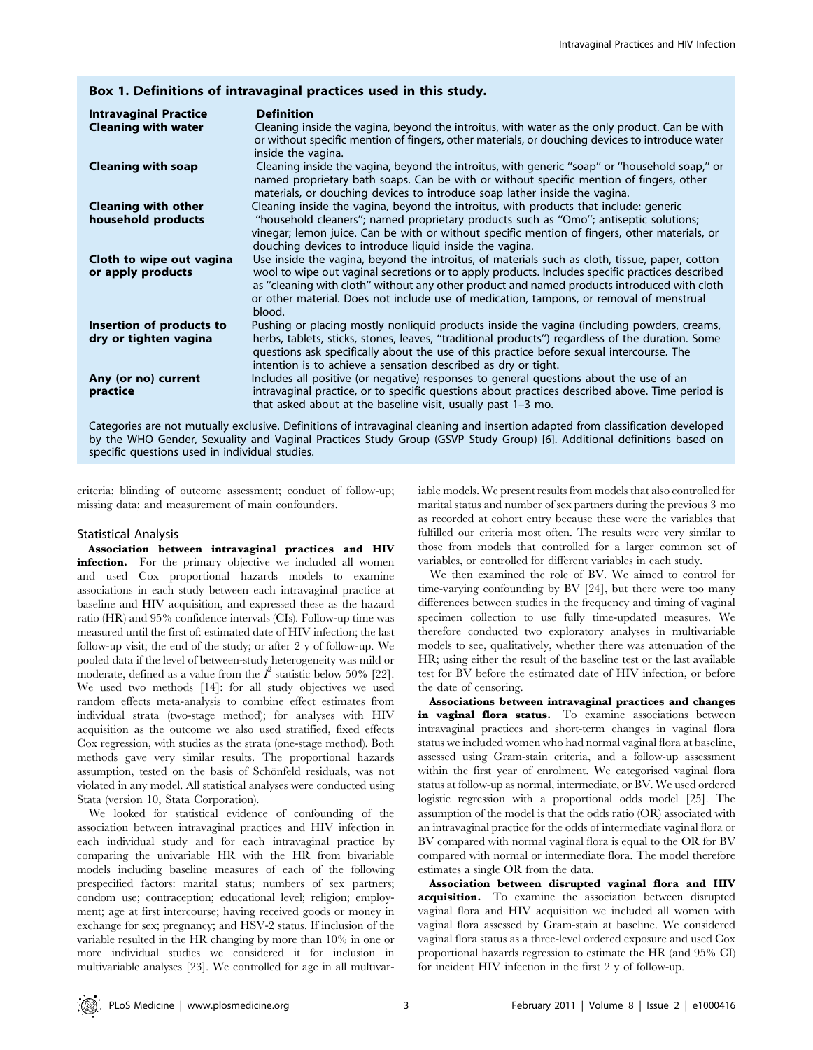## Box 1. Definitions of intravaginal practices used in this study.

| Intravaginal Practice | Definition |
|---|---|
| **Cleaning with water** | Cleaning inside the vagina, beyond the introitus, with water as the only product. Can be with or without specific mention of fingers, other materials, or douching devices to introduce water inside the vagina. |
| **Cleaning with soap** | Cleaning inside the vagina, beyond the introitus, with generic "soap" or "household soap," or named proprietary bath soaps. Can be with or without specific mention of fingers, other materials, or douching devices to introduce soap lather inside the vagina. |
| **Cleaning with other household products** | Cleaning inside the vagina, beyond the introitus, with products that include: generic "household cleaners"; named proprietary products such as "Omo"; antiseptic solutions; vinegar; lemon juice. Can be with or without specific mention of fingers, other materials, or douching devices to introduce liquid inside the vagina. |
| **Cloth to wipe out vagina or apply products** | Use inside the vagina, beyond the introitus, of materials such as cloth, tissue, paper, cotton wool to wipe out vaginal secretions or to apply products. Includes specific practices described as "cleaning with cloth" without any other product and named products introduced with cloth or other material. Does not include use of medication, tampons, or removal of menstrual blood. |
| **Insertion of products to dry or tighten vagina** | Pushing or placing mostly nonliquid products inside the vagina (including powders, creams, herbs, tablets, sticks, stones, leaves, "traditional products") regardless of the duration. Some questions ask specifically about the use of this practice before sexual intercourse. The intention is to achieve a sensation described as dry or tight. |
| **Any (or no) current practice** | Includes all positive (or negative) responses to general questions about the use of an intravaginal practice, or to specific questions about practices described above. Time period is that asked about at the baseline visit, usually past 1–3 mo. |

Categories are not mutually exclusive. Definitions of intravaginal cleaning and insertion adapted from classification developed by the WHO Gender, Sexuality and Vaginal Practices Study Group (GSVP Study Group) [6]. Additional definitions based on specific questions used in individual studies.

criteria; blinding of outcome assessment; conduct of follow-up; missing data; and measurement of main confounders.

### Statistical Analysis

**Association between intravaginal practices and HIV infection.** For the primary objective we included all women and used Cox proportional hazards models to examine associations in each study between each intravaginal practice at baseline and HIV acquisition, and expressed these as the hazard ratio (HR) and 95% confidence intervals (CIs). Follow-up time was measured until the first of: estimated date of HIV infection; the last follow-up visit; the end of the study; or after 2 y of follow-up. We pooled data if the level of between-study heterogeneity was mild or moderate, defined as a value from the $I^2$ statistic below 50% [22]. We used two methods [14]: for all study objectives we used random effects meta-analysis to combine effect estimates from individual strata (two-stage method); for analyses with HIV acquisition as the outcome we also used stratified, fixed effects Cox regression, with studies as the strata (one-stage method). Both methods gave very similar results. The proportional hazards assumption, tested on the basis of Schönfeld residuals, was not violated in any model. All statistical analyses were conducted using Stata (version 10, Stata Corporation).

We looked for statistical evidence of confounding of the association between intravaginal practices and HIV infection in each individual study and for each intravaginal practice by comparing the univariable HR with the HR from bivariable models including baseline measures of each of the following prespecified factors: marital status; numbers of sex partners; condom use; contraception; educational level; religion; employment; age at first intercourse; having received goods or money in exchange for sex; pregnancy; and HSV-2 status. If inclusion of the variable resulted in the HR changing by more than 10% in one or more individual studies we considered it for inclusion in multivariable analyses [23]. We controlled for age in all multivariable models. We present results from models that also controlled for marital status and number of sex partners during the previous 3 mo as recorded at cohort entry because these were the variables that fulfilled our criteria most often. The results were very similar to those from models that controlled for a larger common set of variables, or controlled for different variables in each study.

We then examined the role of BV. We aimed to control for time-varying confounding by BV [24], but there were too many differences between studies in the frequency and timing of vaginal specimen collection to use fully time-updated measures. We therefore conducted two exploratory analyses in multivariable models to see, qualitatively, whether there was attenuation of the HR; using either the result of the baseline test or the last available test for BV before the estimated date of HIV infection, or before the date of censoring.

**Associations between intravaginal practices and changes in vaginal flora status.** To examine associations between intravaginal practices and short-term changes in vaginal flora status we included women who had normal vaginal flora at baseline, assessed using Gram-stain criteria, and a follow-up assessment within the first year of enrolment. We categorised vaginal flora status at follow-up as normal, intermediate, or BV. We used ordered logistic regression with a proportional odds model [25]. The assumption of the model is that the odds ratio (OR) associated with an intravaginal practice for the odds of intermediate vaginal flora or BV compared with normal vaginal flora is equal to the OR for BV compared with normal or intermediate flora. The model therefore estimates a single OR from the data.

**Association between disrupted vaginal flora and HIV acquisition.** To examine the association between disrupted vaginal flora and HIV acquisition we included all women with vaginal flora assessed by Gram-stain at baseline. We considered vaginal flora status as a three-level ordered exposure and used Cox proportional hazards regression to estimate the HR (and 95% CI) for incident HIV infection in the first 2 y of follow-up.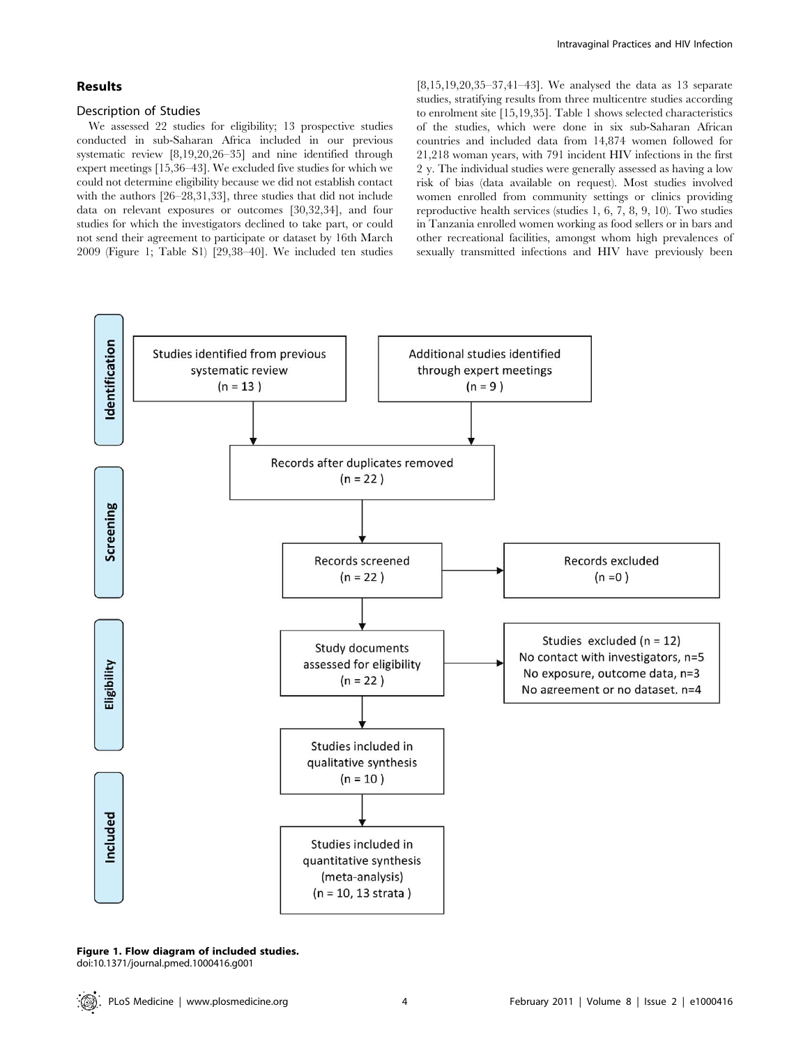## Results

### Description of Studies

We assessed 22 studies for eligibility; 13 prospective studies conducted in sub-Saharan Africa included in our previous systematic review [8,19,20,26–35] and nine identified through expert meetings [15,36–43]. We excluded five studies for which we could not determine eligibility because we did not establish contact with the authors [26–28,31,33], three studies that did not include data on relevant exposures or outcomes [30,32,34], and four studies for which the investigators declined to take part, or could not send their agreement to participate or dataset by 16th March 2009 (Figure 1; Table S1) [29,38–40]. We included ten studies [8,15,19,20,35–37,41–43]. We analysed the data as 13 separate studies, stratifying results from three multicentre studies according to enrolment site [15,19,35]. Table 1 shows selected characteristics of the studies, which were done in six sub-Saharan African countries and included data from 14,874 women followed for 21,218 woman years, with 791 incident HIV infections in the first 2 y. The individual studies were generally assessed as having a low risk of bias (data available on request). Most studies involved women enrolled from community settings or clinics providing reproductive health services (studies 1, 6, 7, 8, 9, 10). Two studies in Tanzania enrolled women working as food sellers or in bars and other recreational facilities, amongst whom high prevalences of sexually transmitted infections and HIV have previously been

**Identification**

- Studies identified from previous systematic review (n = 13)
- Additional studies identified through expert meetings (n = 9)

**Screening**

- Records after duplicates removed (n = 22)
- Records screened (n = 22)
- Records excluded (n = 0)

**Eligibility**

- Study documents assessed for eligibility (n = 22)
- Studies excluded (n = 12)
  - No contact with investigators, n=5
  - No exposure, outcome data, n=3
  - No agreement or no dataset, n=4

**Included**

- Studies included in qualitative synthesis (n = 10)
- Studies included in quantitative synthesis (meta-analysis) (n = 10, 13 strata)

**Figure 1. Flow diagram of included studies.**
doi:10.1371/journal.pmed.1000416.g001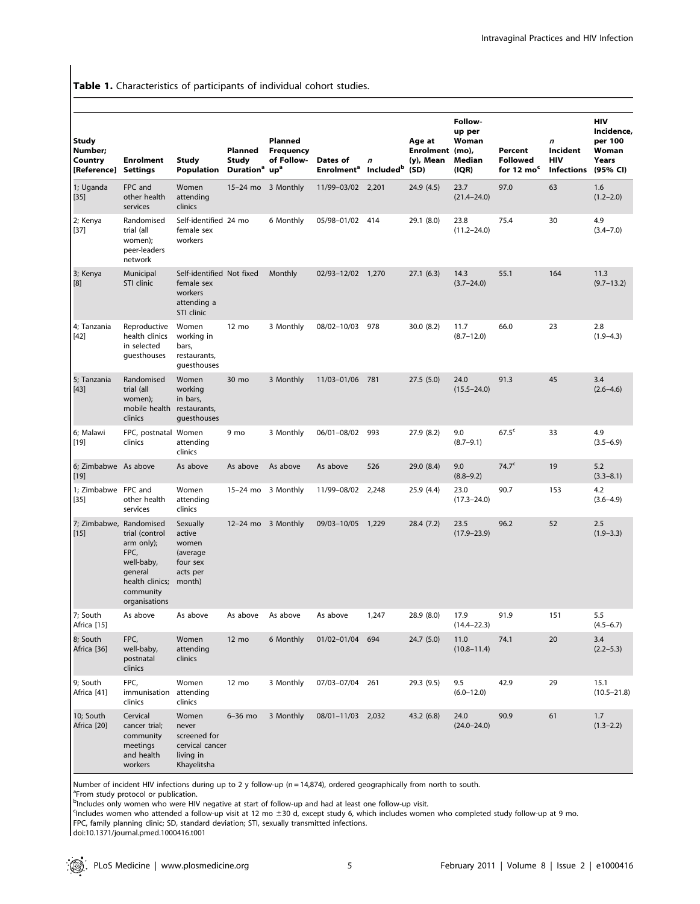**Table 1.** Characteristics of participants of individual cohort studies.

| Study Number; Country [Reference] | Enrolment Settings | Study Population | Planned Study Duration[a] | Planned Frequency of Follow-up[a] | Dates of Enrolment[a] | n Included[b] | Age at Enrolment (y), Mean (SD) | Follow-up per Woman (mo), Median (IQR) | Percent Followed for 12 mo[c] | n Incident HIV Infections | HIV Incidence, per 100 Woman Years (95% CI) |
|---|---|---|---|---|---|---|---|---|---|---|---|
| 1; Uganda [35] | FPC and other health services | Women attending clinics | 15–24 mo | 3 Monthly | 11/99–03/02 | 2,201 | 24.9 (4.5) | 23.7 (21.4–24.0) | 97.0 | 63 | 1.6 (1.2–2.0) |
| 2; Kenya [37] | Randomised trial (all women); peer-leaders network | Self-identified female sex workers | 24 mo | 6 Monthly | 05/98–01/02 | 414 | 29.1 (8.0) | 23.8 (11.2–24.0) | 75.4 | 30 | 4.9 (3.4–7.0) |
| 3; Kenya [8] | Municipal STI clinic | Self-identified female sex workers attending a STI clinic | Not fixed | Monthly | 02/93–12/02 | 1,270 | 27.1 (6.3) | 14.3 (3.7–24.0) | 55.1 | 164 | 11.3 (9.7–13.2) |
| 4; Tanzania [42] | Reproductive health clinics in selected guesthouses | Women working in bars, restaurants, guesthouses | 12 mo | 3 Monthly | 08/02–10/03 | 978 | 30.0 (8.2) | 11.7 (8.7–12.0) | 66.0 | 23 | 2.8 (1.9–4.3) |
| 5; Tanzania [43] | Randomised trial (all women); mobile health clinics | Women working in bars, restaurants, guesthouses | 30 mo | 3 Monthly | 11/03–01/06 | 781 | 27.5 (5.0) | 24.0 (15.5–24.0) | 91.3 | 45 | 3.4 (2.6–4.6) |
| 6; Malawi [19] | FPC, postnatal clinics | Women attending clinics | 9 mo | 3 Monthly | 06/01–08/02 | 993 | 27.9 (8.2) | 9.0 (8.7–9.1) | 67.5[c] | 33 | 4.9 (3.5–6.9) |
| 6; Zimbabwe [19] | As above | As above | As above | As above | As above | 526 | 29.0 (8.4) | 9.0 (8.8–9.2) | 74.7[c] | 19 | 5.2 (3.3–8.1) |
| 1; Zimbabwe [35] | FPC and other health services | Women attending clinics | 15–24 mo | 3 Monthly | 11/99–08/02 | 2,248 | 25.9 (4.4) | 23.0 (17.3–24.0) | 90.7 | 153 | 4.2 (3.6–4.9) |
| 7; Zimbabwe, [15] | Randomised trial (control arm only); FPC, well-baby, general health clinics; community organisations | Sexually active women (average four sex acts per month) | 12–24 mo | 3 Monthly | 09/03–10/05 | 1,229 | 28.4 (7.2) | 23.5 (17.9–23.9) | 96.2 | 52 | 2.5 (1.9–3.3) |
| 7; South Africa [15] | As above | As above | As above | As above | As above | 1,247 | 28.9 (8.0) | 17.9 (14.4–22.3) | 91.9 | 151 | 5.5 (4.5–6.7) |
| 8; South Africa [36] | FPC, well-baby, postnatal clinics | Women attending clinics | 12 mo | 6 Monthly | 01/02–01/04 | 694 | 24.7 (5.0) | 11.0 (10.8–11.4) | 74.1 | 20 | 3.4 (2.2–5.3) |
| 9; South Africa [41] | FPC, immunisation clinics | Women attending clinics | 12 mo | 3 Monthly | 07/03–07/04 | 261 | 29.3 (9.5) | 9.5 (6.0–12.0) | 42.9 | 29 | 15.1 (10.5–21.8) |
| 10; South Africa [20] | Cervical cancer trial; community meetings and health workers | Women never screened for cervical cancer living in Khayelitsha | 6–36 mo | 3 Monthly | 08/01–11/03 | 2,032 | 43.2 (6.8) | 24.0 (24.0–24.0) | 90.9 | 61 | 1.7 (1.3–2.2) |

Number of incident HIV infections during up to 2 y follow-up (n = 14,874), ordered geographically from north to south.

[a]From study protocol or publication.

[b]Includes only women who were HIV negative at start of follow-up and had at least one follow-up visit.

[c]Includes women who attended a follow-up visit at 12 mo ±30 d, except study 6, which includes women who completed study follow-up at 9 mo.

FPC, family planning clinic; SD, standard deviation; STI, sexually transmitted infections.

doi:10.1371/journal.pmed.1000416.t001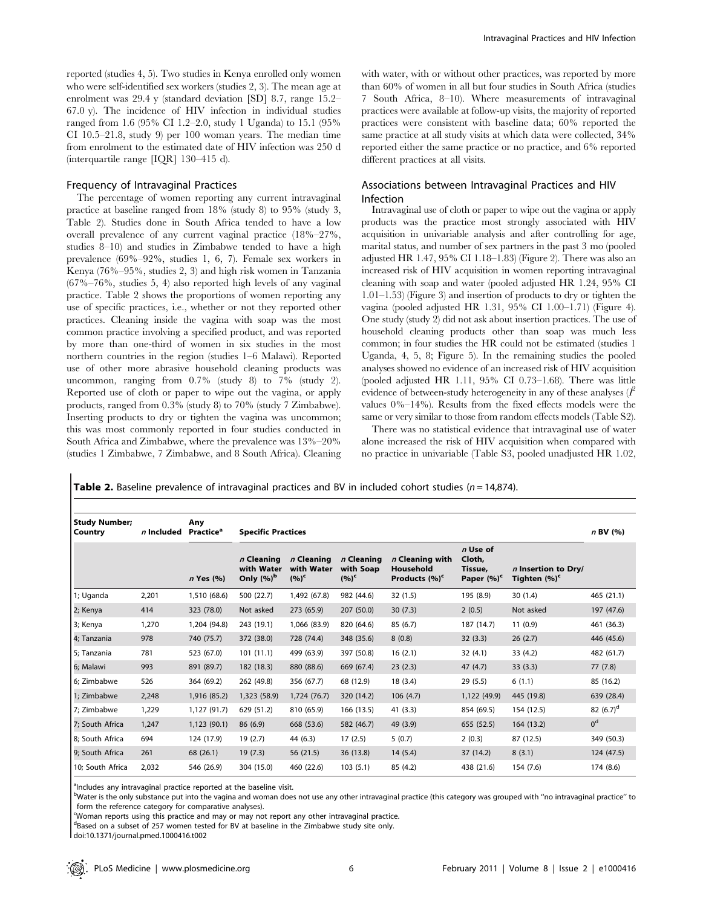reported (studies 4, 5). Two studies in Kenya enrolled only women who were self-identified sex workers (studies 2, 3). The mean age at enrolment was 29.4 y (standard deviation [SD] 8.7, range 15.2–67.0 y). The incidence of HIV infection in individual studies ranged from 1.6 (95% CI 1.2–2.0, study 1 Uganda) to 15.1 (95% CI 10.5–21.8, study 9) per 100 woman years. The median time from enrolment to the estimated date of HIV infection was 250 d (interquartile range [IQR] 130–415 d).

### Frequency of Intravaginal Practices

The percentage of women reporting any current intravaginal practice at baseline ranged from 18% (study 8) to 95% (study 3, Table 2). Studies done in South Africa tended to have a low overall prevalence of any current vaginal practice (18%–27%, studies 8–10) and studies in Zimbabwe tended to have a high prevalence (69%–92%, studies 1, 6, 7). Female sex workers in Kenya (76%–95%, studies 2, 3) and high risk women in Tanzania (67%–76%, studies 5, 4) also reported high levels of any vaginal practice. Table 2 shows the proportions of women reporting any use of specific practices, i.e., whether or not they reported other practices. Cleaning inside the vagina with soap was the most common practice involving a specified product, and was reported by more than one-third of women in six studies in the most northern countries in the region (studies 1–6 Malawi). Reported use of other more abrasive household cleaning products was uncommon, ranging from 0.7% (study 8) to 7% (study 2). Reported use of cloth or paper to wipe out the vagina, or apply products, ranged from 0.3% (study 8) to 70% (study 7 Zimbabwe). Inserting products to dry or tighten the vagina was uncommon; this was most commonly reported in four studies conducted in South Africa and Zimbabwe, where the prevalence was 13%–20% (studies 1 Zimbabwe, 7 Zimbabwe, and 8 South Africa). Cleaning with water, with or without other practices, was reported by more than 60% of women in all but four studies in South Africa (studies 7 South Africa, 8–10). Where measurements of intravaginal practices were available at follow-up visits, the majority of reported practices were consistent with baseline data; 60% reported the same practice at all study visits at which data were collected, 34% reported either the same practice or no practice, and 6% reported different practices at all visits.

### Associations between Intravaginal Practices and HIV Infection

Intravaginal use of cloth or paper to wipe out the vagina or apply products was the practice most strongly associated with HIV acquisition in univariable analysis and after controlling for age, marital status, and number of sex partners in the past 3 mo (pooled adjusted HR 1.47, 95% CI 1.18–1.83) (Figure 2). There was also an increased risk of HIV acquisition in women reporting intravaginal cleaning with soap and water (pooled adjusted HR 1.24, 95% CI 1.01–1.53) (Figure 3) and insertion of products to dry or tighten the vagina (pooled adjusted HR 1.31, 95% CI 1.00–1.71) (Figure 4). One study (study 2) did not ask about insertion practices. The use of household cleaning products other than soap was much less common; in four studies the HR could not be estimated (studies 1 Uganda, 4, 5, 8; Figure 5). In the remaining studies the pooled analyses showed no evidence of an increased risk of HIV acquisition (pooled adjusted HR 1.11, 95% CI 0.73–1.68). There was little evidence of between-study heterogeneity in any of these analyses ($I^2$ values 0%–14%). Results from the fixed effects models were the same or very similar to those from random effects models (Table S2).

There was no statistical evidence that intravaginal use of water alone increased the risk of HIV acquisition when compared with no practice in univariable (Table S3, pooled unadjusted HR 1.02,

**Table 2.** Baseline prevalence of intravaginal practices and BV in included cohort studies (*n* = 14,874).

| Study Number; Country | *n* Included | Any Practice[a] | Specific Practices | | | | | | *n* BV (%) |
|---|---|---|---|---|---|---|---|---|---|
| | | *n* Yes (%) | *n* Cleaning with Water Only (%)[b] | *n* Cleaning with Water (%)[c] | *n* Cleaning with Soap (%)[c] | *n* Cleaning with Household Products (%)[c] | *n* Use of Cloth, Tissue, Paper (%)[c] | *n* Insertion to Dry/ Tighten (%)[c] | |
| 1; Uganda | 2,201 | 1,510 (68.6) | 500 (22.7) | 1,492 (67.8) | 982 (44.6) | 32 (1.5) | 195 (8.9) | 30 (1.4) | 465 (21.1) |
| 2; Kenya | 414 | 323 (78.0) | Not asked | 273 (65.9) | 207 (50.0) | 30 (7.3) | 2 (0.5) | Not asked | 197 (47.6) |
| 3; Kenya | 1,270 | 1,204 (94.8) | 243 (19.1) | 1,066 (83.9) | 820 (64.6) | 85 (6.7) | 187 (14.7) | 11 (0.9) | 461 (36.3) |
| 4; Tanzania | 978 | 740 (75.7) | 372 (38.0) | 728 (74.4) | 348 (35.6) | 8 (0.8) | 32 (3.3) | 26 (2.7) | 446 (45.6) |
| 5; Tanzania | 781 | 523 (67.0) | 101 (11.1) | 499 (63.9) | 397 (50.8) | 16 (2.1) | 32 (4.1) | 33 (4.2) | 482 (61.7) |
| 6; Malawi | 993 | 891 (89.7) | 182 (18.3) | 880 (88.6) | 669 (67.4) | 23 (2.3) | 47 (4.7) | 33 (3.3) | 77 (7.8) |
| 6; Zimbabwe | 526 | 364 (69.2) | 262 (49.8) | 356 (67.7) | 68 (12.9) | 18 (3.4) | 29 (5.5) | 6 (1.1) | 85 (16.2) |
| 1; Zimbabwe | 2,248 | 1,916 (85.2) | 1,323 (58.9) | 1,724 (76.7) | 320 (14.2) | 106 (4.7) | 1,122 (49.9) | 445 (19.8) | 639 (28.4) |
| 7; Zimbabwe | 1,229 | 1,127 (91.7) | 629 (51.2) | 810 (65.9) | 166 (13.5) | 41 (3.3) | 854 (69.5) | 154 (12.5) | 82 (6.7)[d] |
| 7; South Africa | 1,247 | 1,123 (90.1) | 86 (6.9) | 668 (53.6) | 582 (46.7) | 49 (3.9) | 655 (52.5) | 164 (13.2) | 0[d] |
| 8; South Africa | 694 | 124 (17.9) | 19 (2.7) | 44 (6.3) | 17 (2.5) | 5 (0.7) | 2 (0.3) | 87 (12.5) | 349 (50.3) |
| 9; South Africa | 261 | 68 (26.1) | 19 (7.3) | 56 (21.5) | 36 (13.8) | 14 (5.4) | 37 (14.2) | 8 (3.1) | 124 (47.5) |
| 10; South Africa | 2,032 | 546 (26.9) | 304 (15.0) | 460 (22.6) | 103 (5.1) | 85 (4.2) | 438 (21.6) | 154 (7.6) | 174 (8.6) |

[a]Includes any intravaginal practice reported at the baseline visit.
[b]Water is the only substance put into the vagina and woman does not use any other intravaginal practice (this category was grouped with "no intravaginal practice" to form the reference category for comparative analyses).
[c]Woman reports using this practice and may or may not report any other intravaginal practice.
[d]Based on a subset of 257 women tested for BV at baseline in the Zimbabwe study site only.
doi:10.1371/journal.pmed.1000416.t002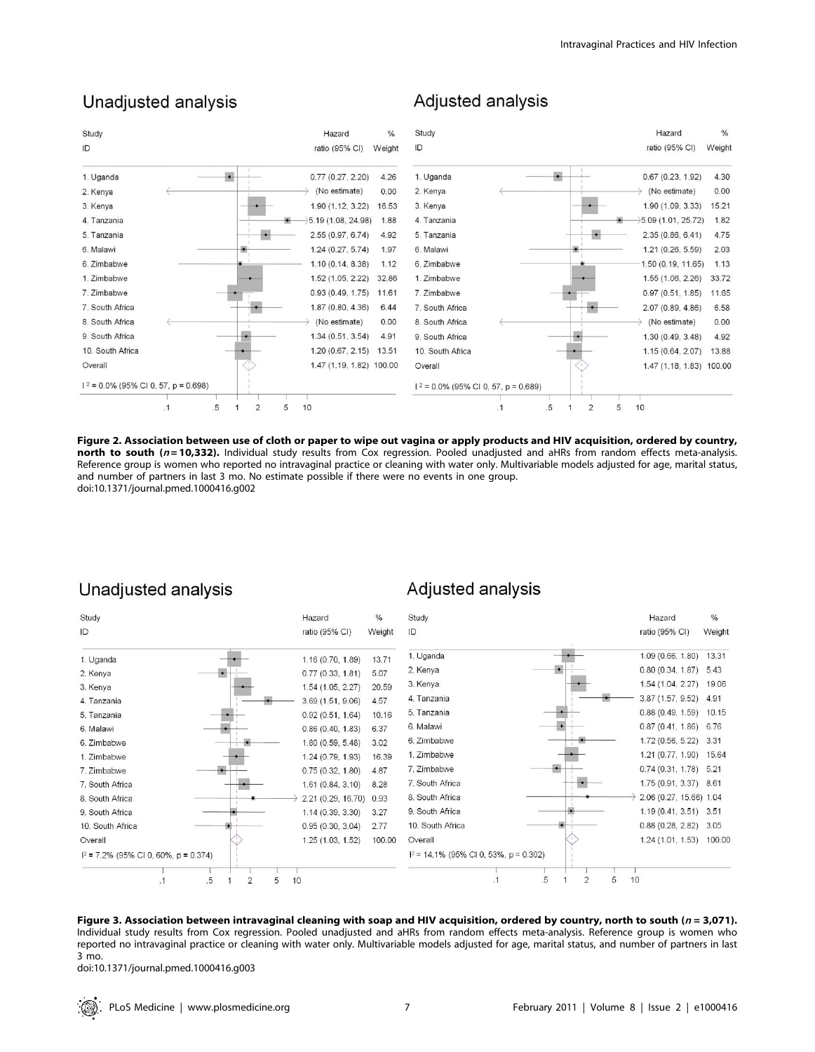## Unadjusted analysis

| Study ID | Hazard ratio (95% CI) | % Weight |
|---|---|---|
| 1. Uganda | 0.77 (0.27, 2.20) | 4.26 |
| 2. Kenya | (No estimate) | 0.00 |
| 3. Kenya | 1.90 (1.12, 3.22) | 16.53 |
| 4. Tanzania | 5.19 (1.08, 24.98) | 1.88 |
| 5. Tanzania | 2.55 (0.97, 6.74) | 4.92 |
| 6. Malawi | 1.24 (0.27, 5.74) | 1.97 |
| 6. Zimbabwe | 1.10 (0.14, 8.38) | 1.12 |
| 1. Zimbabwe | 1.52 (1.05, 2.22) | 32.86 |
| 7. Zimbabwe | 0.93 (0.49, 1.75) | 11.61 |
| 7. South Africa | 1.87 (0.80, 4.36) | 6.44 |
| 8. South Africa | (No estimate) | 0.00 |
| 9. South Africa | 1.34 (0.51, 3.54) | 4.91 |
| 10. South Africa | 1.20 (0.67, 2.15) | 13.51 |
| Overall | 1.47 (1.19, 1.82) | 100.00 |

$I^2$ = 0.0% (95% CI 0, 57, p = 0.698)

## Adjusted analysis

| Study ID | Hazard ratio (95% CI) | % Weight |
|---|---|---|
| 1. Uganda | 0.67 (0.23, 1.92) | 4.30 |
| 2. Kenya | (No estimate) | 0.00 |
| 3. Kenya | 1.90 (1.09, 3.33) | 15.21 |
| 4. Tanzania | 5.09 (1.01, 25.72) | 1.82 |
| 5. Tanzania | 2.35 (0.86, 6.41) | 4.75 |
| 6. Malawi | 1.21 (0.26, 5.59) | 2.03 |
| 6. Zimbabwe | 1.50 (0.19, 11.65) | 1.13 |
| 1. Zimbabwe | 1.55 (1.06, 2.26) | 33.72 |
| 7. Zimbabwe | 0.97 (0.51, 1.85) | 11.65 |
| 7. South Africa | 2.07 (0.89, 4.86) | 6.58 |
| 8. South Africa | (No estimate) | 0.00 |
| 9. South Africa | 1.30 (0.49, 3.48) | 4.92 |
| 10. South Africa | 1.15 (0.64, 2.07) | 13.88 |
| Overall | 1.47 (1.18, 1.83) | 100.00 |

$I^2$ = 0.0% (95% CI 0, 57, p = 0.689)

**Figure 2. Association between use of cloth or paper to wipe out vagina or apply products and HIV acquisition, ordered by country, north to south (*n* = 10,332).** Individual study results from Cox regression. Pooled unadjusted and aHRs from random effects meta-analysis. Reference group is women who reported no intravaginal practice or cleaning with water only. Multivariable models adjusted for age, marital status, and number of partners in last 3 mo. No estimate possible if there were no events in one group.
doi:10.1371/journal.pmed.1000416.g002

## Unadjusted analysis

| Study ID | Hazard ratio (95% CI) | % Weight |
|---|---|---|
| 1. Uganda | 1.16 (0.70, 1.89) | 13.71 |
| 2. Kenya | 0.77 (0.33, 1.81) | 5.07 |
| 3. Kenya | 1.54 (1.05, 2.27) | 20.59 |
| 4. Tanzania | 3.69 (1.51, 9.06) | 4.57 |
| 5. Tanzania | 0.92 (0.51, 1.64) | 10.16 |
| 6. Malawi | 0.86 (0.40, 1.83) | 6.37 |
| 6. Zimbabwe | 1.80 (0.59, 5.48) | 3.02 |
| 1. Zimbabwe | 1.24 (0.79, 1.93) | 16.39 |
| 7. Zimbabwe | 0.75 (0.32, 1.80) | 4.87 |
| 7. South Africa | 1.61 (0.84, 3.10) | 8.28 |
| 8. South Africa | 2.21 (0.29, 16.70) | 0.93 |
| 9. South Africa | 1.14 (0.39, 3.30) | 3.27 |
| 10. South Africa | 0.95 (0.30, 3.04) | 2.77 |
| Overall | 1.25 (1.03, 1.52) | 100.00 |

$I^2$ = 7.2% (95% CI 0, 60%, p = 0.374)

## Adjusted analysis

| Study ID | Hazard ratio (95% CI) | % Weight |
|---|---|---|
| 1. Uganda | 1.09 (0.66, 1.80) | 13.31 |
| 2. Kenya | 0.80 (0.34, 1.87) | 5.43 |
| 3. Kenya | 1.54 (1.04, 2.27) | 19.06 |
| 4. Tanzania | 3.87 (1.57, 9.52) | 4.91 |
| 5. Tanzania | 0.88 (0.49, 1.59) | 10.15 |
| 6. Malawi | 0.87 (0.41, 1.86) | 6.76 |
| 6. Zimbabwe | 1.72 (0.56, 5.22) | 3.31 |
| 1. Zimbabwe | 1.21 (0.77, 1.90) | 15.64 |
| 7. Zimbabwe | 0.74 (0.31, 1.78) | 5.21 |
| 7. South Africa | 1.75 (0.91, 3.37) | 8.61 |
| 8. South Africa | 2.06 (0.27, 15.66) | 1.04 |
| 9. South Africa | 1.19 (0.41, 3.51) | 3.51 |
| 10. South Africa | 0.88 (0.28, 2.82) | 3.05 |
| Overall | 1.24 (1.01, 1.53) | 100.00 |

$I^2$ = 14.1% (95% CI 0, 53%, p = 0.302)

**Figure 3. Association between intravaginal cleaning with soap and HIV acquisition, ordered by country, north to south (*n* = 3,071).** Individual study results from Cox regression. Pooled unadjusted and aHRs from random effects meta-analysis. Reference group is women who reported no intravaginal practice or cleaning with water only. Multivariable models adjusted for age, marital status, and number of partners in last 3 mo.
doi:10.1371/journal.pmed.1000416.g003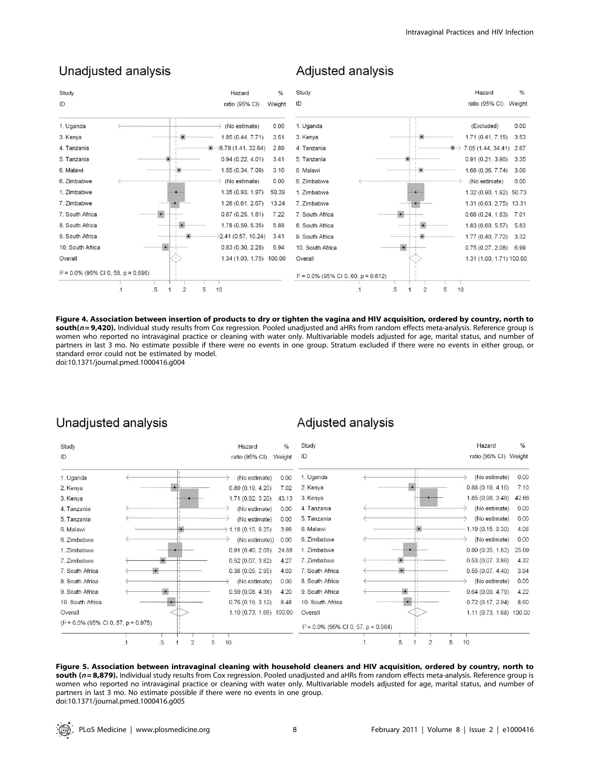## Unadjusted analysis

| Study ID | Hazard ratio (95% CI) | % Weight |
|---|---|---|
| 1. Uganda | (No estimate) | 0.00 |
| 3. Kenya | 1.85 (0.44, 7.71) | 3.51 |
| 4. Tanzania | 6.78 (1.41, 32.64) | 2.89 |
| 5. Tanzania | 0.94 (0.22, 4.01) | 3.41 |
| 6. Malawi | 1.55 (0.34, 7.09) | 3.10 |
| 6. Zimbabwe | (No estimate) | 0.00 |
| 1. Zimbabwe | 1.35 (0.93, 1.97) | 50.39 |
| 7. Zimbabwe | 1.28 (0.61, 2.67) | 13.24 |
| 7. South Africa | 0.67 (0.25, 1.81) | 7.22 |
| 8. South Africa | 1.78 (0.59, 5.35) | 5.88 |
| 9. South Africa | 2.41 (0.57, 10.24) | 3.41 |
| 10. South Africa | 0.83 (0.30, 2.28) | 6.94 |
| Overall | 1.34 (1.03, 1.75) | 100.00 |

$I^2$ = 0.0% (95% CI 0, 58, p = 0.696)

## Adjusted analysis

| Study ID | Hazard ratio (95% CI) | % Weight |
|---|---|---|
| 1. Uganda | (Excluded) | 0.00 |
| 3. Kenya | 1.71 (0.41, 7.15) | 3.53 |
| 4. Tanzania | 7.05 (1.44, 34.41) | 2.87 |
| 5. Tanzania | 0.91 (0.21, 3.96) | 3.35 |
| 6. Malawi | 1.66 (0.36, 7.74) | 3.06 |
| 6. Zimbabwe | (No estimate) | 0.00 |
| 1. Zimbabwe | 1.32 (0.90, 1.92) | 50.73 |
| 7. Zimbabwe | 1.31 (0.63, 2.75) | 13.31 |
| 7. South Africa | 0.66 (0.24, 1.83) | 7.01 |
| 8. South Africa | 1.83 (0.60, 5.57) | 5.83 |
| 9. South Africa | 1.77 (0.40, 7.72) | 3.32 |
| 10. South Africa | 0.75 (0.27, 2.08) | 6.99 |
| Overall | 1.31 (1.00, 1.71) | 100.00 |

$I^2$ = 0.0% (95% CI 0, 60, p = 0.612)

**Figure 4. Association between insertion of products to dry or tighten the vagina and HIV acquisition, ordered by country, north to south(*n* = 9,420).** Individual study results from Cox regression. Pooled unadjusted and aHRs from random effects meta-analysis. Reference group is women who reported no intravaginal practice or cleaning with water only. Multivariable models adjusted for age, marital status, and number of partners in last 3 mo. No estimate possible if there were no events in one group. Stratum excluded if there were no events in either group, or standard error could not be estimated by model.
doi:10.1371/journal.pmed.1000416.g004

## Unadjusted analysis

| Study ID | Hazard ratio (95% CI) | % Weight |
|---|---|---|
| 1. Uganda | (No estimate) | 0.00 |
| 2. Kenya | 0.89 (0.19, 4.20) | 7.02 |
| 3. Kenya | 1.71 (0.92, 3.20) | 43.13 |
| 4. Tanzania | (No estimate) | 0.00 |
| 5. Tanzania | (No estimate) | 0.00 |
| 6. Malawi | 1.18 (0.15, 9.25) | 3.99 |
| 6. Zimbabwe | (No estimate)) | 0.00 |
| 1. Zimbabwe | 0.91 (0.40, 2.08) | 24.88 |
| 7. Zimbabwe | 0.52 (0.07, 3.82) | 4.27 |
| 7. South Africa | 0.38 (0.05, 2.95) | 4.03 |
| 8. South Africa | (No estimate) | 0.00 |
| 9. South Africa | 0.59 (0.08, 4.38) | 4.20 |
| 10. South Africa | 0.76 (0.19, 3.12) | 8.48 |
| Overall | 1.10 (0.73, 1.66) | 100.00 |

($I^2$ = 0.0% (95% CI 0, 57, p = 0.975)

## Adjusted analysis

| Study ID | Hazard ratio (95% CI) | % Weight |
|---|---|---|
| 1. Uganda | (No estimate) | 0.00 |
| 2. Kenya | 0.88 (0.19, 4.16) | 7.10 |
| 3. Kenya | 1.85 (0.98, 3.48) | 42.66 |
| 4. Tanzania | (No estimate) | 0.00 |
| 5. Tanzania | (No estimate) | 0.00 |
| 6. Malawi | 1.19 (0.15, 9.30) | 4.06 |
| 6. Zimbabwe | (No estimate) | 0.00 |
| 1. Zimbabwe | 0.80 (0.35, 1.82) | 25.09 |
| 7. Zimbabwe | 0.53 (0.07, 3.86) | 4.32 |
| 7. South Africa | 0.55 (0.07, 4.40) | 3.94 |
| 8. South Africa | (No estimate) | 0.00 |
| 9. South Africa | 0.64 (0.09, 4.79) | 4.22 |
| 10. South Africa | 0.72 (0.17, 2.94) | 8.60 |
| Overall | 1.11 (0.73, 1.68) | 100.00 |

$I^2$ = 0.0% (95% CI 0, 57, p = 0.964)

**Figure 5. Association between intravaginal cleaning with household cleaners and HIV acquisition, ordered by country, north to south (*n* = 8,879).** Individual study results from Cox regression. Pooled unadjusted and aHRs from random effects meta-analysis. Reference group is women who reported no intravaginal practice or cleaning with water only. Multivariable models adjusted for age, marital status, and number of partners in last 3 mo. No estimate possible if there were no events in one group.
doi:10.1371/journal.pmed.1000416.g005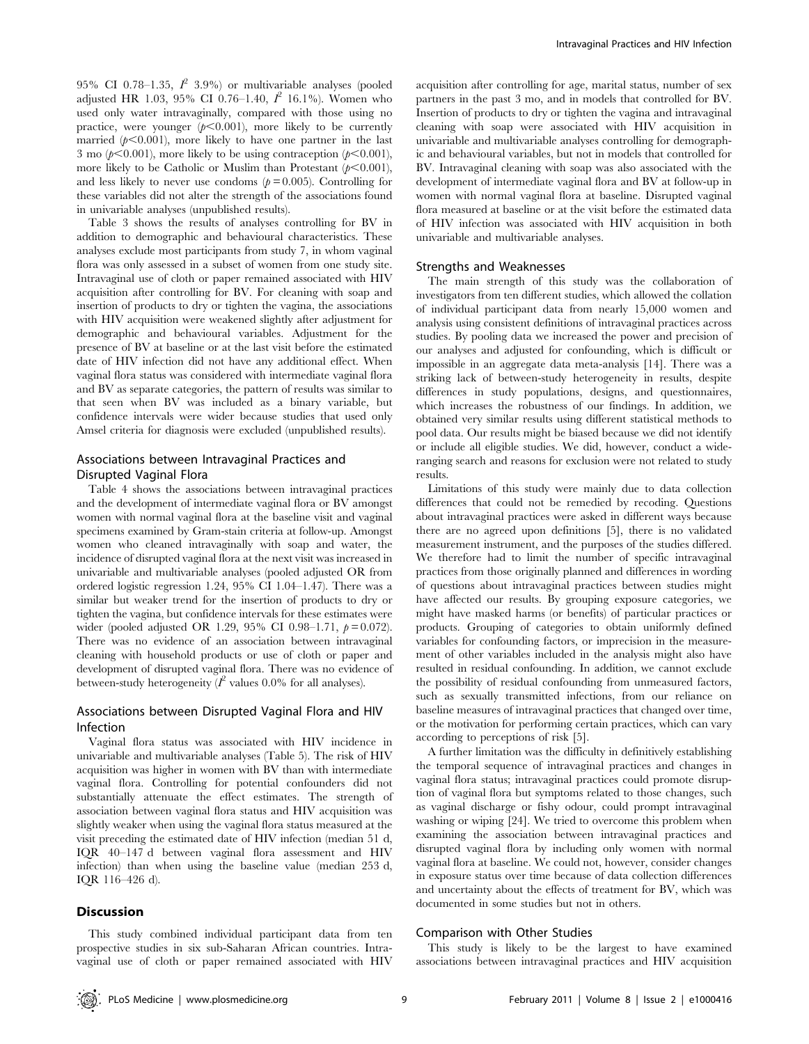95% CI 0.78–1.35, $I^2$ 3.9%) or multivariable analyses (pooled adjusted HR 1.03, 95% CI 0.76–1.40, $I^2$ 16.1%). Women who used only water intravaginally, compared with those using no practice, were younger ($p<0.001$), more likely to be currently married ($p<0.001$), more likely to have one partner in the last 3 mo ($p<0.001$), more likely to be using contraception ($p<0.001$), more likely to be Catholic or Muslim than Protestant ($p<0.001$), and less likely to never use condoms ($p = 0.005$). Controlling for these variables did not alter the strength of the associations found in univariable analyses (unpublished results).

Table 3 shows the results of analyses controlling for BV in addition to demographic and behavioural characteristics. These analyses exclude most participants from study 7, in whom vaginal flora was only assessed in a subset of women from one study site. Intravaginal use of cloth or paper remained associated with HIV acquisition after controlling for BV. For cleaning with soap and insertion of products to dry or tighten the vagina, the associations with HIV acquisition were weakened slightly after adjustment for demographic and behavioural variables. Adjustment for the presence of BV at baseline or at the last visit before the estimated date of HIV infection did not have any additional effect. When vaginal flora status was considered with intermediate vaginal flora and BV as separate categories, the pattern of results was similar to that seen when BV was included as a binary variable, but confidence intervals were wider because studies that used only Amsel criteria for diagnosis were excluded (unpublished results).

### Associations between Intravaginal Practices and Disrupted Vaginal Flora

Table 4 shows the associations between intravaginal practices and the development of intermediate vaginal flora or BV amongst women with normal vaginal flora at the baseline visit and vaginal specimens examined by Gram-stain criteria at follow-up. Amongst women who cleaned intravaginally with soap and water, the incidence of disrupted vaginal flora at the next visit was increased in univariable and multivariable analyses (pooled adjusted OR from ordered logistic regression 1.24, 95% CI 1.04–1.47). There was a similar but weaker trend for the insertion of products to dry or tighten the vagina, but confidence intervals for these estimates were wider (pooled adjusted OR 1.29, 95% CI 0.98–1.71, $p = 0.072$). There was no evidence of an association between intravaginal cleaning with household products or use of cloth or paper and development of disrupted vaginal flora. There was no evidence of between-study heterogeneity ($I^2$ values 0.0% for all analyses).

### Associations between Disrupted Vaginal Flora and HIV Infection

Vaginal flora status was associated with HIV incidence in univariable and multivariable analyses (Table 5). The risk of HIV acquisition was higher in women with BV than with intermediate vaginal flora. Controlling for potential confounders did not substantially attenuate the effect estimates. The strength of association between vaginal flora status and HIV acquisition was slightly weaker when using the vaginal flora status measured at the visit preceding the estimated date of HIV infection (median 51 d, IQR 40–147 d between vaginal flora assessment and HIV infection) than when using the baseline value (median 253 d, IQR 116–426 d).

## Discussion

This study combined individual participant data from ten prospective studies in six sub-Saharan African countries. Intravaginal use of cloth or paper remained associated with HIV acquisition after controlling for age, marital status, number of sex partners in the past 3 mo, and in models that controlled for BV. Insertion of products to dry or tighten the vagina and intravaginal cleaning with soap were associated with HIV acquisition in univariable and multivariable analyses controlling for demographic and behavioural variables, but not in models that controlled for BV. Intravaginal cleaning with soap was also associated with the development of intermediate vaginal flora and BV at follow-up in women with normal vaginal flora at baseline. Disrupted vaginal flora measured at baseline or at the visit before the estimated data of HIV infection was associated with HIV acquisition in both univariable and multivariable analyses.

### Strengths and Weaknesses

The main strength of this study was the collaboration of investigators from ten different studies, which allowed the collation of individual participant data from nearly 15,000 women and analysis using consistent definitions of intravaginal practices across studies. By pooling data we increased the power and precision of our analyses and adjusted for confounding, which is difficult or impossible in an aggregate data meta-analysis [14]. There was a striking lack of between-study heterogeneity in results, despite differences in study populations, designs, and questionnaires, which increases the robustness of our findings. In addition, we obtained very similar results using different statistical methods to pool data. Our results might be biased because we did not identify or include all eligible studies. We did, however, conduct a wide-ranging search and reasons for exclusion were not related to study results.

Limitations of this study were mainly due to data collection differences that could not be remedied by recoding. Questions about intravaginal practices were asked in different ways because there are no agreed upon definitions [5], there is no validated measurement instrument, and the purposes of the studies differed. We therefore had to limit the number of specific intravaginal practices from those originally planned and differences in wording of questions about intravaginal practices between studies might have affected our results. By grouping exposure categories, we might have masked harms (or benefits) of particular practices or products. Grouping of categories to obtain uniformly defined variables for confounding factors, or imprecision in the measurement of other variables included in the analysis might also have resulted in residual confounding. In addition, we cannot exclude the possibility of residual confounding from unmeasured factors, such as sexually transmitted infections, from our reliance on baseline measures of intravaginal practices that changed over time, or the motivation for performing certain practices, which can vary according to perceptions of risk [5].

A further limitation was the difficulty in definitively establishing the temporal sequence of intravaginal practices and changes in vaginal flora status; intravaginal practices could promote disruption of vaginal flora but symptoms related to those changes, such as vaginal discharge or fishy odour, could prompt intravaginal washing or wiping [24]. We tried to overcome this problem when examining the association between intravaginal practices and disrupted vaginal flora by including only women with normal vaginal flora at baseline. We could not, however, consider changes in exposure status over time because of data collection differences and uncertainty about the effects of treatment for BV, which was documented in some studies but not in others.

### Comparison with Other Studies

This study is likely to be the largest to have examined associations between intravaginal practices and HIV acquisition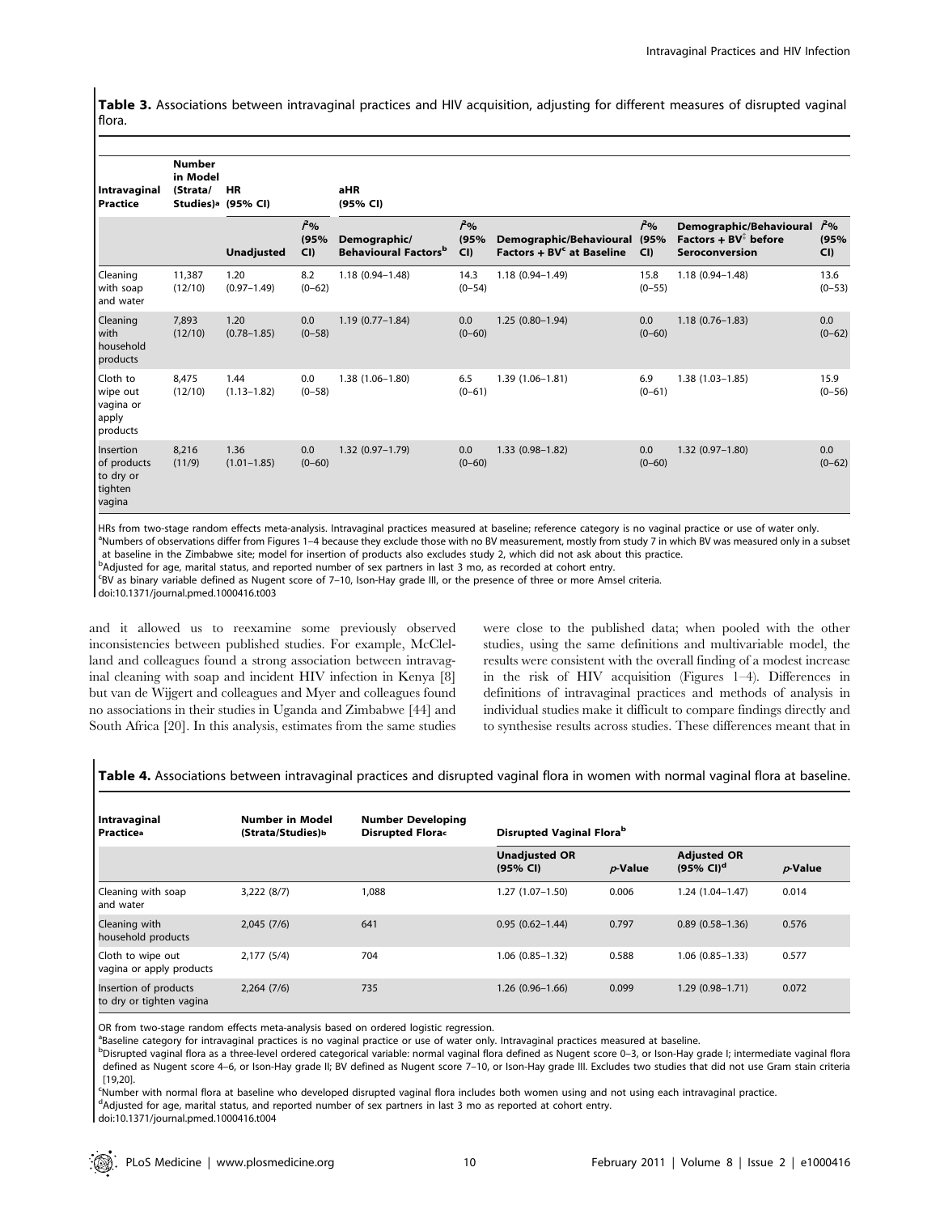**Table 3.** Associations between intravaginal practices and HIV acquisition, adjusting for different measures of disrupted vaginal flora.

| Intravaginal Practice | Number in Model (Strata/ Studies)[a] | HR (95% CI) | | aHR (95% CI) | | | | | |
|---|---|---|---|---|---|---|---|---|---|
| | | Unadjusted | $I^2$% (95% CI) | Demographic/ Behavioural Factors[b] | $I^2$% (95% CI) | Demographic/Behavioural Factors + BV[c] at Baseline | $I^2$% (95% CI) | Demographic/Behavioural Factors + BV[c] before Seroconversion | $I^2$% (95% CI) |
| Cleaning with soap and water | 11,387 (12/10) | 1.20 (0.97–1.49) | 8.2 (0–62) | 1.18 (0.94–1.48) | 14.3 (0–54) | 1.18 (0.94–1.49) | 15.8 (0–55) | 1.18 (0.94–1.48) | 13.6 (0–53) |
| Cleaning with household products | 7,893 (12/10) | 1.20 (0.78–1.85) | 0.0 (0–58) | 1.19 (0.77–1.84) | 0.0 (0–60) | 1.25 (0.80–1.94) | 0.0 (0–60) | 1.18 (0.76–1.83) | 0.0 (0–62) |
| Cloth to wipe out vagina or apply products | 8,475 (12/10) | 1.44 (1.13–1.82) | 0.0 (0–58) | 1.38 (1.06–1.80) | 6.5 (0–61) | 1.39 (1.06–1.81) | 6.9 (0–61) | 1.38 (1.03–1.85) | 15.9 (0–56) |
| Insertion of products to dry or tighten vagina | 8,216 (11/9) | 1.36 (1.01–1.85) | 0.0 (0–60) | 1.32 (0.97–1.79) | 0.0 (0–60) | 1.33 (0.98–1.82) | 0.0 (0–60) | 1.32 (0.97–1.80) | 0.0 (0–62) |

HRs from two-stage random effects meta-analysis. Intravaginal practices measured at baseline; reference category is no vaginal practice or use of water only.
[a]Numbers of observations differ from Figures 1–4 because they exclude those with no BV measurement, mostly from study 7 in which BV was measured only in a subset at baseline in the Zimbabwe site; model for insertion of products also excludes study 2, which did not ask about this practice.
[b]Adjusted for age, marital status, and reported number of sex partners in last 3 mo, as recorded at cohort entry.
[c]BV as binary variable defined as Nugent score of 7–10, Ison-Hay grade III, or the presence of three or more Amsel criteria.
doi:10.1371/journal.pmed.1000416.t003

and it allowed us to reexamine some previously observed inconsistencies between published studies. For example, McClelland and colleagues found a strong association between intravaginal cleaning with soap and incident HIV infection in Kenya [8] but van de Wijgert and colleagues and Myer and colleagues found no associations in their studies in Uganda and Zimbabwe [44] and South Africa [20]. In this analysis, estimates from the same studies were close to the published data; when pooled with the other studies, using the same definitions and multivariable model, the results were consistent with the overall finding of a modest increase in the risk of HIV acquisition (Figures 1–4). Differences in definitions of intravaginal practices and methods of analysis in individual studies make it difficult to compare findings directly and to synthesise results across studies. These differences meant that in

**Table 4.** Associations between intravaginal practices and disrupted vaginal flora in women with normal vaginal flora at baseline.

| Intravaginal Practice[a] | Number in Model (Strata/Studies)[b] | Number Developing Disrupted Flora[c] | Disrupted Vaginal Flora[b] | | | |
|---|---|---|---|---|---|---|
| | | | Unadjusted OR (95% CI) | *p*-Value | Adjusted OR (95% CI)[d] | *p*-Value |
| Cleaning with soap and water | 3,222 (8/7) | 1,088 | 1.27 (1.07–1.50) | 0.006 | 1.24 (1.04–1.47) | 0.014 |
| Cleaning with household products | 2,045 (7/6) | 641 | 0.95 (0.62–1.44) | 0.797 | 0.89 (0.58–1.36) | 0.576 |
| Cloth to wipe out vagina or apply products | 2,177 (5/4) | 704 | 1.06 (0.85–1.32) | 0.588 | 1.06 (0.85–1.33) | 0.577 |
| Insertion of products to dry or tighten vagina | 2,264 (7/6) | 735 | 1.26 (0.96–1.66) | 0.099 | 1.29 (0.98–1.71) | 0.072 |

OR from two-stage random effects meta-analysis based on ordered logistic regression.
[a]Baseline category for intravaginal practices is no vaginal practice or use of water only. Intravaginal practices measured at baseline.
[b]Disrupted vaginal flora as a three-level ordered categorical variable: normal vaginal flora defined as Nugent score 0–3, or Ison-Hay grade I; intermediate vaginal flora defined as Nugent score 4–6, or Ison-Hay grade II; BV defined as Nugent score 7–10, or Ison-Hay grade III. Excludes two studies that did not use Gram stain criteria [19,20].
[c]Number with normal flora at baseline who developed disrupted vaginal flora includes both women using and not using each intravaginal practice.
[d]Adjusted for age, marital status, and reported number of sex partners in last 3 mo as reported at cohort entry.
doi:10.1371/journal.pmed.1000416.t004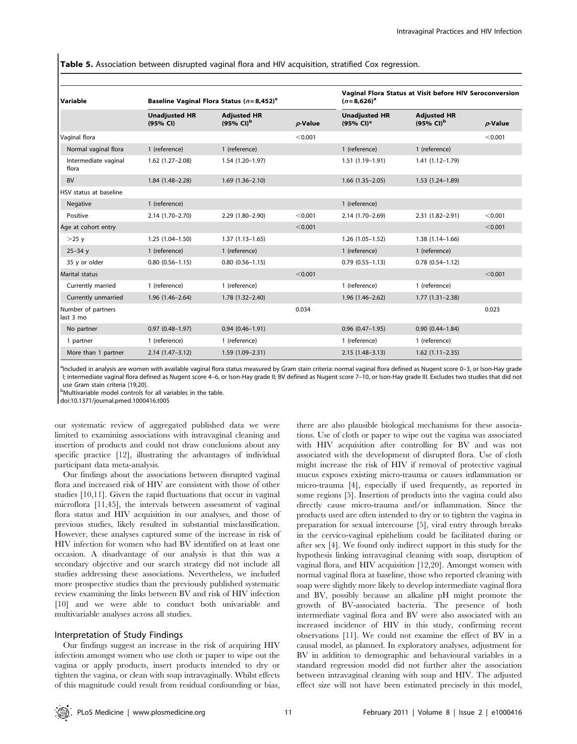**Table 5.** Association between disrupted vaginal flora and HIV acquisition, stratified Cox regression.

| Variable | Baseline Vaginal Flora Status ($n$ = 8,452)[a] | | | Vaginal Flora Status at Visit before HIV Seroconversion ($n$ = 8,626)[a] | | |
|---|---|---|---|---|---|---|
| | Unadjusted HR (95% CI) | Adjusted HR (95% CI)[b] | $p$-Value | Unadjusted HR (95% CI)* | Adjusted HR (95% CI)[b] | $p$-Value |
| Vaginal flora | | | <0.001 | | | <0.001 |
| Normal vaginal flora | 1 (reference) | 1 (reference) | | 1 (reference) | 1 (reference) | |
| Intermediate vaginal flora | 1.62 (1.27–2.08) | 1.54 (1.20–1.97) | | 1.51 (1.19–1.91) | 1.41 (1.12–1.79) | |
| BV | 1.84 (1.48–2.28) | 1.69 (1.36–2.10) | | 1.66 (1.35–2.05) | 1.53 (1.24–1.89) | |
| HSV status at baseline | | | | | | |
| Negative | 1 (reference) | | | 1 (reference) | | |
| Positive | 2.14 (1.70–2.70) | 2.29 (1.80–2.90) | <0.001 | 2.14 (1.70–2.69) | 2.31 (1.82–2.91) | <0.001 |
| Age at cohort entry | | | <0.001 | | | <0.001 |
| >25 y | 1.25 (1.04–1.50) | 1.37 (1.13–1.65) | | 1.26 (1.05–1.52) | 1.38 (1.14–1.66) | |
| 25–34 y | 1 (reference) | 1 (reference) | | 1 (reference) | 1 (reference) | |
| 35 y or older | 0.80 (0.56–1.15) | 0.80 (0.56–1.15) | | 0.79 (0.55–1.13) | 0.78 (0.54–1.12) | |
| Marital status | | | <0.001 | | | <0.001 |
| Currently married | 1 (reference) | 1 (reference) | | 1 (reference) | 1 (reference) | |
| Currently unmarried | 1.96 (1.46–2.64) | 1.78 (1.32–2.40) | | 1.96 (1.46–2.62) | 1.77 (1.31–2.38) | |
| Number of partners last 3 mo | | | 0.034 | | | 0.023 |
| No partner | 0.97 (0.48–1.97) | 0.94 (0.46–1.91) | | 0.96 (0.47–1.95) | 0.90 (0.44–1.84) | |
| 1 partner | 1 (reference) | 1 (reference) | | 1 (reference) | 1 (reference) | |
| More than 1 partner | 2.14 (1.47–3.12) | 1.59 (1.09–2.31) | | 2.15 (1.48–3.13) | 1.62 (1.11–2.35) | |

[a]Included in analysis are women with available vaginal flora status measured by Gram stain criteria: normal vaginal flora defined as Nugent score 0–3, or Ison-Hay grade I; intermediate vaginal flora defined as Nugent score 4–6, or Ison-Hay grade II; BV defined as Nugent score 7–10, or Ison-Hay grade III. Excludes two studies that did not use Gram stain criteria [19,20].

[b]Multivariable model controls for all variables in the table.

doi:10.1371/journal.pmed.1000416.t005

our systematic review of aggregated published data we were limited to examining associations with intravaginal cleaning and insertion of products and could not draw conclusions about any specific practice [12], illustrating the advantages of individual participant data meta-analysis.

Our findings about the associations between disrupted vaginal flora and increased risk of HIV are consistent with those of other studies [10,11]. Given the rapid fluctuations that occur in vaginal microflora [11,45], the intervals between assessment of vaginal flora status and HIV acquisition in our analyses, and those of previous studies, likely resulted in substantial misclassification. However, these analyses captured some of the increase in risk of HIV infection for women who had BV identified on at least one occasion. A disadvantage of our analysis is that this was a secondary objective and our search strategy did not include all studies addressing these associations. Nevertheless, we included more prospective studies than the previously published systematic review examining the links between BV and risk of HIV infection [10] and we were able to conduct both univariable and multivariable analyses across all studies.

### Interpretation of Study Findings

Our findings suggest an increase in the risk of acquiring HIV infection amongst women who use cloth or paper to wipe out the vagina or apply products, insert products intended to dry or tighten the vagina, or clean with soap intravaginally. Whilst effects of this magnitude could result from residual confounding or bias, there are also plausible biological mechanisms for these associations. Use of cloth or paper to wipe out the vagina was associated with HIV acquisition after controlling for BV and was not associated with the development of disrupted flora. Use of cloth might increase the risk of HIV if removal of protective vaginal mucus exposes existing micro-trauma or causes inflammation or micro-trauma [4], especially if used frequently, as reported in some regions [5]. Insertion of products into the vagina could also directly cause micro-trauma and/or inflammation. Since the products used are often intended to dry or to tighten the vagina in preparation for sexual intercourse [5], viral entry through breaks in the cervico-vaginal epithelium could be facilitated during or after sex [4]. We found only indirect support in this study for the hypothesis linking intravaginal cleaning with soap, disruption of vaginal flora, and HIV acquisition [12,20]. Amongst women with normal vaginal flora at baseline, those who reported cleaning with soap were slightly more likely to develop intermediate vaginal flora and BV, possibly because an alkaline pH might promote the growth of BV-associated bacteria. The presence of both intermediate vaginal flora and BV were also associated with an increased incidence of HIV in this study, confirming recent observations [11]. We could not examine the effect of BV in a causal model, as planned. In exploratory analyses, adjustment for BV in addition to demographic and behavioural variables in a standard regression model did not further alter the association between intravaginal cleaning with soap and HIV. The adjusted effect size will not have been estimated precisely in this model,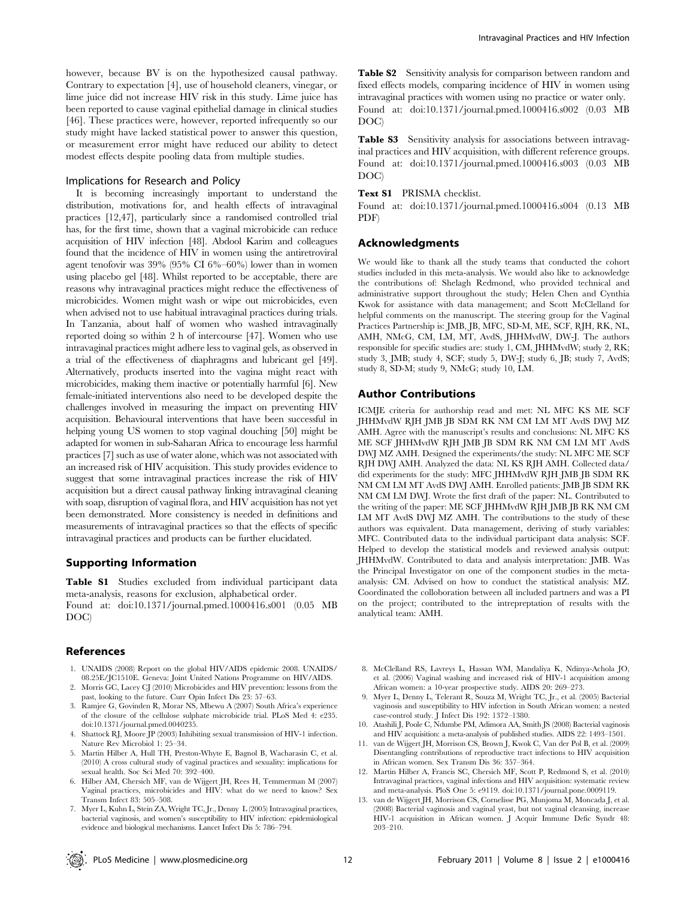however, because BV is on the hypothesized causal pathway. Contrary to expectation [4], use of household cleaners, vinegar, or lime juice did not increase HIV risk in this study. Lime juice has been reported to cause vaginal epithelial damage in clinical studies [46]. These practices were, however, reported infrequently so our study might have lacked statistical power to answer this question, or measurement error might have reduced our ability to detect modest effects despite pooling data from multiple studies.

### Implications for Research and Policy

It is becoming increasingly important to understand the distribution, motivations for, and health effects of intravaginal practices [12,47], particularly since a randomised controlled trial has, for the first time, shown that a vaginal microbicide can reduce acquisition of HIV infection [48]. Abdool Karim and colleagues found that the incidence of HIV in women using the antiretroviral agent tenofovir was 39% (95% CI 6%–60%) lower than in women using placebo gel [48]. Whilst reported to be acceptable, there are reasons why intravaginal practices might reduce the effectiveness of microbicides. Women might wash or wipe out microbicides, even when advised not to use habitual intravaginal practices during trials. In Tanzania, about half of women who washed intravaginally reported doing so within 2 h of intercourse [47]. Women who use intravaginal practices might adhere less to vaginal gels, as observed in a trial of the effectiveness of diaphragms and lubricant gel [49]. Alternatively, products inserted into the vagina might react with microbicides, making them inactive or potentially harmful [6]. New female-initiated interventions also need to be developed despite the challenges involved in measuring the impact on preventing HIV acquisition. Behavioural interventions that have been successful in helping young US women to stop vaginal douching [50] might be adapted for women in sub-Saharan Africa to encourage less harmful practices [7] such as use of water alone, which was not associated with an increased risk of HIV acquisition. This study provides evidence to suggest that some intravaginal practices increase the risk of HIV acquisition but a direct causal pathway linking intravaginal cleaning with soap, disruption of vaginal flora, and HIV acquisition has not yet been demonstrated. More consistency is needed in definitions and measurements of intravaginal practices so that the effects of specific intravaginal practices and products can be further elucidated.

## Supporting Information

**Table S1** Studies excluded from individual participant data meta-analysis, reasons for exclusion, alphabetical order.
Found at: doi:10.1371/journal.pmed.1000416.s001 (0.05 MB DOC)

**Table S2** Sensitivity analysis for comparison between random and fixed effects models, comparing incidence of HIV in women using intravaginal practices with women using no practice or water only.
Found at: doi:10.1371/journal.pmed.1000416.s002 (0.03 MB DOC)

**Table S3** Sensitivity analysis for associations between intravaginal practices and HIV acquisition, with different reference groups.
Found at: doi:10.1371/journal.pmed.1000416.s003 (0.03 MB DOC)

**Text S1** PRISMA checklist.
Found at: doi:10.1371/journal.pmed.1000416.s004 (0.13 MB PDF)

## Acknowledgments

We would like to thank all the study teams that conducted the cohort studies included in this meta-analysis. We would also like to acknowledge the contributions of: Shelagh Redmond, who provided technical and administrative support throughout the study; Helen Chen and Cynthia Kwok for assistance with data management; and Scott McClelland for helpful comments on the manuscript. The steering group for the Vaginal Practices Partnership is: JMB, JB, MFC, SD-M, ME, SCF, RJH, RK, NL, AMH, NMcG, CM, LM, MT, AvdS, JHHMvdW, DW-J. The authors responsible for specific studies are: study 1, CM, JHHMvdW; study 2, RK; study 3, JMB; study 4, SCF; study 5, DW-J; study 6, JB; study 7, AvdS; study 8, SD-M; study 9, NMcG; study 10, LM.

## Author Contributions

ICMJE criteria for authorship read and met: NL MFC KS ME SCF JHHMvdW RJH JMB JB SDM RK NM CM LM MT AvdS DWJ MZ AMH. Agree with the manuscript's results and conclusions: NL MFC KS ME SCF JHHMvdW RJH JMB JB SDM RK NM CM LM MT AvdS DWJ MZ AMH. Designed the experiments/the study: NL MFC ME SCF RJH DWJ AMH. Analyzed the data: NL KS RJH AMH. Collected data/did experiments for the study: MFC JHHMvdW RJH JMB JB SDM RK NM CM LM MT AvdS DWJ AMH. Enrolled patients: JMB JB SDM RK NM CM LM DWJ. Wrote the first draft of the paper: NL. Contributed to the writing of the paper: ME SCF JHHMvdW RJH JMB JB RK NM CM LM MT AvdS DWJ MZ AMH. The contributions to the study of these authors was equivalent. Data management, deriving of study variables: MFC. Contributed data to the individual participant data analysis: SCF. Helped to develop the statistical models and reviewed analysis output: JHHMvdW. Contributed to data and analysis interpretation: JMB. Was the Principal Investigator on one of the component studies in the meta-analysis: CM. Advised on how to conduct the statistical analysis: MZ. Coordinated the colloboration between all included partners and was a PI on the project; contributed to the intrepreptation of results with the analytical team: AMH.

## References

1. UNAIDS (2008) Report on the global HIV/AIDS epidemic 2008. UNAIDS/08.25E/JC1510E. Geneva: Joint United Nations Programme on HIV/AIDS.
2. Morris GC, Lacey CJ (2010) Microbicides and HIV prevention: lessons from the past, looking to the future. Curr Opin Infect Dis 23: 57–63.
3. Ramjee G, Govinden R, Morar NS, Mbewu A (2007) South Africa's experience of the closure of the cellulose sulphate microbicide trial. PLoS Med 4: e235. doi:10.1371/journal.pmed.0040235.
4. Shattock RJ, Moore JP (2003) Inhibiting sexual transmission of HIV-1 infection. Nature Rev Microbiol 1: 25–34.
5. Martin Hilber A, Hull TH, Preston-Whyte E, Bagnol B, Wacharasin C, et al. (2010) A cross cultural study of vaginal practices and sexuality: implications for sexual health. Soc Sci Med 70: 392–400.
6. Hilber AM, Chersich MF, van de Wijgert JH, Rees H, Temmerman M (2007) Vaginal practices, microbicides and HIV: what do we need to know? Sex Transm Infect 83: 505–508.
7. Myer L, Kuhn L, Stein ZA, Wright TC, Jr., Denny L (2005) Intravaginal practices, bacterial vaginosis, and women's susceptibility to HIV infection: epidemiological evidence and biological mechanisms. Lancet Infect Dis 5: 786–794.
8. McClelland RS, Lavreys L, Hassan WM, Mandaliya K, Ndinya-Achola JO, et al. (2006) Vaginal washing and increased risk of HIV-1 acquisition among African women: a 10-year prospective study. AIDS 20: 269–273.
9. Myer L, Denny L, Telerant R, Souza M, Wright TC, Jr., et al. (2005) Bacterial vaginosis and susceptibility to HIV infection in South African women: a nested case-control study. J Infect Dis 192: 1372–1380.
10. Atashili J, Poole C, Ndumbe PM, Adimora AA, Smith JS (2008) Bacterial vaginosis and HIV acquisition: a meta-analysis of published studies. AIDS 22: 1493–1501.
11. van de Wijgert JH, Morrison CS, Brown J, Kwok C, Van der Pol B, et al. (2009) Disentangling contributions of reproductive tract infections to HIV acquisition in African women. Sex Transm Dis 36: 357–364.
12. Martin Hilber A, Francis SC, Chersich MF, Scott P, Redmond S, et al. (2010) Intravaginal practices, vaginal infections and HIV acquisition: systematic review and meta-analysis. PloS One 5: e9119. doi:10.1371/journal.pone.0009119.
13. van de Wijgert JH, Morrison CS, Cornelisse PG, Munjoma M, Moncada J, et al. (2008) Bacterial vaginosis and vaginal yeast, but not vaginal cleansing, increase HIV-1 acquisition in African women. J Acquir Immune Defic Syndr 48: 203–210.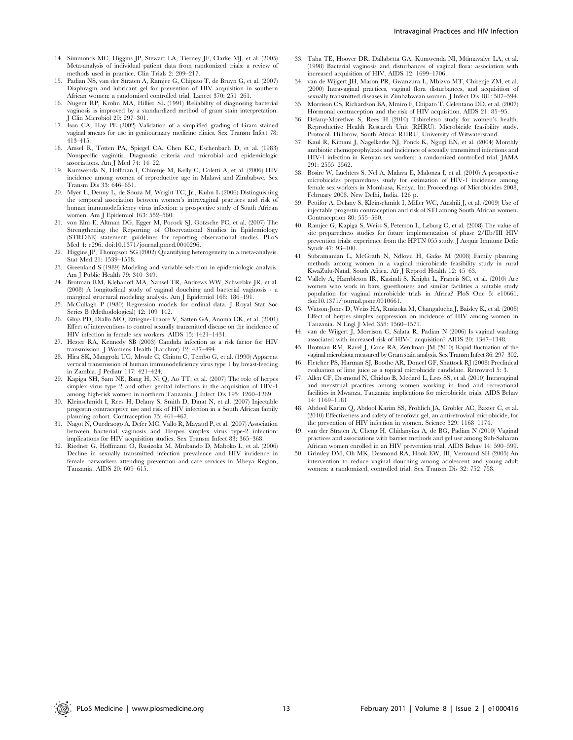14. Simmonds MC, Higgins JP, Stewart LA, Tierney JF, Clarke MJ, et al. (2005) Meta-analysis of individual patient data from randomized trials: a review of methods used in practice. Clin Trials 2: 209–217.
15. Padian NS, van der Straten A, Ramjee G, Chipato T, de Bruyn G, et al. (2007) Diaphragm and lubricant gel for prevention of HIV acquisition in southern African women: a randomised controlled trial. Lancet 370: 251–261.
16. Nugent RP, Krohn MA, Hillier SL (1991) Reliability of diagnosing bacterial vaginosis is improved by a standardized method of gram stain interpretation. J Clin Microbiol 29: 297–301.
17. Ison CA, Hay PE (2002) Validation of a simplified grading of Gram stained vaginal smears for use in genitourinary medicine clinics. Sex Transm Infect 78: 413–415.
18. Amsel R, Totten PA, Spiegel CA, Chen KC, Eschenbach D, et al. (1983) Nonspecific vaginitis. Diagnostic criteria and microbial and epidemiologic associations. Am J Med 74: 14–22.
19. Kumwenda N, Hoffman I, Chirenje M, Kelly C, Coletti A, et al. (2006) HIV incidence among women of reproductive age in Malawi and Zimbabwe. Sex Transm Dis 33: 646–651.
20. Myer L, Denny L, de Souza M, Wright TC, Jr., Kuhn L (2006) Distinguishing the temporal association between women's intravaginal practices and risk of human immunodeficiency virus infection: a prospective study of South African women. Am J Epidemiol 163: 552–560.
21. von Elm E, Altman DG, Egger M, Pocock SJ, Gotzsche PC, et al. (2007) The Strengthening the Reporting of Observational Studies in Epidemiology (STROBE) statement: guidelines for reporting observational studies. PLoS Med 4: e296. doi:10.1371/journal.pmed.0040296.
22. Higgins JP, Thompson SG (2002) Quantifying heterogeneity in a meta-analysis. Stat Med 21: 1539–1558.
23. Greenland S (1989) Modeling and variable selection in epidemiologic analysis. Am J Public Health 79: 340–349.
24. Brotman RM, Klebanoff MA, Nansel TR, Andrews WW, Schwebke JR, et al. (2008) A longitudinal study of vaginal douching and bacterial vaginosis - a marginal structural modeling analysis. Am J Epidemiol 168: 186–191.
25. McCullagh P (1980) Regression models for ordinal data. J Royal Stat Soc Series B (Methodological) 42: 109–142.
26. Ghys PD, Diallo MO, Ettiegne-Traore V, Satten GA, Anoma CK, et al. (2001) Effect of interventions to control sexually transmitted disease on the incidence of HIV infection in female sex workers. AIDS 15: 1421–1431.
27. Hester RA, Kennedy SB (2003) Candida infection as a risk factor for HIV transmission. J Womens Health (Larchmt) 12: 487–494.
28. Hira SK, Mangrola UG, Mwale C, Chintu C, Tembo G, et al. (1990) Apparent vertical transmission of human immunodeficiency virus type 1 by breast-feeding in Zambia. J Pediatr 117: 421–424.
29. Kapiga SH, Sam NE, Bang H, Ni Q, Ao TT, et al. (2007) The role of herpes simplex virus type 2 and other genital infections in the acquisition of HIV-1 among high-risk women in northern Tanzania. J Infect Dis 195: 1260–1269.
30. Kleinschmidt I, Rees H, Delany S, Smith D, Dinat N, et al. (2007) Injectable progestin contraceptive use and risk of HIV infection in a South African family planning cohort. Contraception 75: 461–467.
31. Nagot N, Ouedraogo A, Defer MC, Vallo R, Mayaud P, et al. (2007) Association between bacterial vaginosis and Herpes simplex virus type-2 infection: implications for HIV acquisition studies. Sex Transm Infect 83: 365–368.
32. Riedner G, Hoffmann O, Rusizoka M, Mmbando D, Maboko L, et al. (2006) Decline in sexually transmitted infection prevalence and HIV incidence in female barworkers attending prevention and care services in Mbeya Region, Tanzania. AIDS 20: 609–615.
33. Taha TE, Hoover DR, Dallabetta GA, Kumwenda NI, Mtimavalye LA, et al. (1998) Bacterial vaginosis and disturbances of vaginal flora: association with increased acquisition of HIV. AIDS 12: 1699–1706.
34. van de Wijgert JH, Mason PR, Gwanzura L, Mbizvo MT, Chirenje ZM, et al. (2000) Intravaginal practices, vaginal flora disturbances, and acquisition of sexually transmitted diseases in Zimbabwean women. J Infect Dis 181: 587–594.
35. Morrison CS, Richardson BA, Mmiro F, Chipato T, Celentano DD, et al. (2007) Hormonal contraception and the risk of HIV acquisition. AIDS 21: 85–95.
36. Delany-Moretlwe S, Rees H (2010) Tshireletso study for women's health. Reproductive Health Research Unit (RHRU). Microbicide feasibility study. Protocol. Hillbrow, South Africa: RHRU, University of Witwatersrand.
37. Kaul R, Kimani J, Nagelkerke NJ, Fonck K, Ngugi EN, et al. (2004) Monthly antibiotic chemoprophylaxis and incidence of sexually transmitted infections and HIV-1 infection in Kenyan sex workers: a randomized controlled trial. JAMA 291: 2555–2562.
38. Bosire W, Luchters S, Nel A, Malava E, Malonza I, et al. (2010) A prospective microbicides preparedness study for estimation of HIV-1 incidence among female sex workers in Mombasa, Kenya. In: Proceedings of Microbicides 2008, February 2008. New Delhi, India. 126 p.
39. Pettifor A, Delany S, Kleinschmidt I, Miller WC, Atashili J, et al. (2009) Use of injectable progestin contraception and risk of STI among South African women. Contraception 80: 555–560.
40. Ramjee G, Kapiga S, Weiss S, Peterson L, Leburg C, et al. (2008) The value of site preparedness studies for future implementation of phase 2/IIb/III HIV prevention trials: experience from the HPTN 055 study. J Acquir Immune Defic Syndr 47: 93–100.
41. Subramanian L, McGrath N, Ndlovu H, Gafos M (2008) Family planning methods among women in a vaginal microbicide feasibility study in rural KwaZulu-Natal, South Africa. Afr J Reprod Health 12: 45–63.
42. Vallely A, Hambleton IR, Kasindi S, Knight L, Francis SC, et al. (2010) Are women who work in bars, guesthouses and similar facilities a suitable study population for vaginal microbicide trials in Africa? PloS One 5: e10661. doi:10.1371/journal.pone.0010661.
43. Watson-Jones D, Weiss HA, Rusizoka M, Changalucha J, Baisley K, et al. (2008) Effect of herpes simplex suppression on incidence of HIV among women in Tanzania. N Engl J Med 358: 1560–1571.
44. van de Wijgert J, Morrison C, Salata R, Padian N (2006) Is vaginal washing associated with increased risk of HIV-1 acquisition? AIDS 20: 1347–1348.
45. Brotman RM, Ravel J, Cone RA, Zenilman JM (2010) Rapid fluctuation of the vaginal microbiota measured by Gram stain analysis. Sex Transm Infect 86: 297–302.
46. Fletcher PS, Harman SJ, Boothe AR, Doncel GF, Shattock RJ (2008) Preclinical evaluation of lime juice as a topical microbicide candidate. Retrovirol 5: 3.
47. Allen CF, Desmond N, Chiduo B, Medard L, Lees SS, et al. (2010) Intravaginal and menstrual practices among women working in food and recreational facilities in Mwanza, Tanzania: implications for microbicide trials. AIDS Behav 14: 1169–1181.
48. Abdool Karim Q, Abdool Karim SS, Frohlich JA, Grobler AC, Baxter C, et al. (2010) Effectiveness and safety of tenofovir gel, an antiretroviral microbicide, for the prevention of HIV infection in women. Science 329: 1168–1174.
49. van der Straten A, Cheng H, Chidanyika A, de BG, Padian N (2010) Vaginal practices and associations with barrier methods and gel use among Sub-Saharan African women enrolled in an HIV prevention trial. AIDS Behav 14: 590–599.
50. Grimley DM, Oh MK, Desmond RA, Hook EW, III, Vermund SH (2005) An intervention to reduce vaginal douching among adolescent and young adult women: a randomized, controlled trial. Sex Transm Dis 32: 752–758.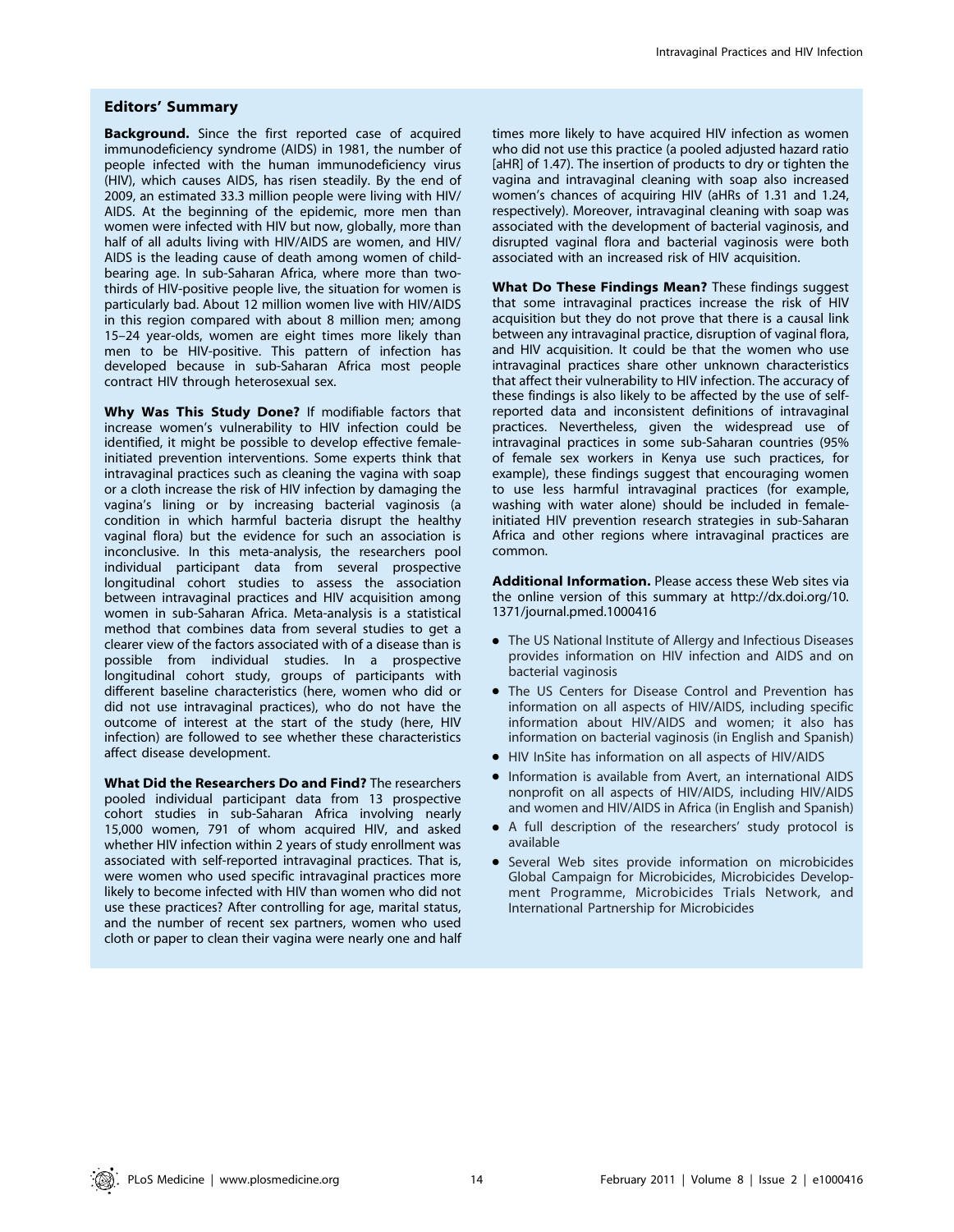## Editors' Summary

**Background.** Since the first reported case of acquired immunodeficiency syndrome (AIDS) in 1981, the number of people infected with the human immunodeficiency virus (HIV), which causes AIDS, has risen steadily. By the end of 2009, an estimated 33.3 million people were living with HIV/AIDS. At the beginning of the epidemic, more men than women were infected with HIV but now, globally, more than half of all adults living with HIV/AIDS are women, and HIV/AIDS is the leading cause of death among women of child-bearing age. In sub-Saharan Africa, where more than two-thirds of HIV-positive people live, the situation for women is particularly bad. About 12 million women live with HIV/AIDS in this region compared with about 8 million men; among 15–24 year-olds, women are eight times more likely than men to be HIV-positive. This pattern of infection has developed because in sub-Saharan Africa most people contract HIV through heterosexual sex.

**Why Was This Study Done?** If modifiable factors that increase women's vulnerability to HIV infection could be identified, it might be possible to develop effective female-initiated prevention interventions. Some experts think that intravaginal practices such as cleaning the vagina with soap or a cloth increase the risk of HIV infection by damaging the vagina's lining or by increasing bacterial vaginosis (a condition in which harmful bacteria disrupt the healthy vaginal flora) but the evidence for such an association is inconclusive. In this meta-analysis, the researchers pool individual participant data from several prospective longitudinal cohort studies to assess the association between intravaginal practices and HIV acquisition among women in sub-Saharan Africa. Meta-analysis is a statistical method that combines data from several studies to get a clearer view of the factors associated with of a disease than is possible from individual studies. In a prospective longitudinal cohort study, groups of participants with different baseline characteristics (here, women who did or did not use intravaginal practices), who do not have the outcome of interest at the start of the study (here, HIV infection) are followed to see whether these characteristics affect disease development.

**What Did the Researchers Do and Find?** The researchers pooled individual participant data from 13 prospective cohort studies in sub-Saharan Africa involving nearly 15,000 women, 791 of whom acquired HIV, and asked whether HIV infection within 2 years of study enrollment was associated with self-reported intravaginal practices. That is, were women who used specific intravaginal practices more likely to become infected with HIV than women who did not use these practices? After controlling for age, marital status, and the number of recent sex partners, women who used cloth or paper to clean their vagina were nearly one and half times more likely to have acquired HIV infection as women who did not use this practice (a pooled adjusted hazard ratio [aHR] of 1.47). The insertion of products to dry or tighten the vagina and intravaginal cleaning with soap also increased women's chances of acquiring HIV (aHRs of 1.31 and 1.24, respectively). Moreover, intravaginal cleaning with soap was associated with the development of bacterial vaginosis, and disrupted vaginal flora and bacterial vaginosis were both associated with an increased risk of HIV acquisition.

**What Do These Findings Mean?** These findings suggest that some intravaginal practices increase the risk of HIV acquisition but they do not prove that there is a causal link between any intravaginal practice, disruption of vaginal flora, and HIV acquisition. It could be that the women who use intravaginal practices share other unknown characteristics that affect their vulnerability to HIV infection. The accuracy of these findings is also likely to be affected by the use of self-reported data and inconsistent definitions of intravaginal practices. Nevertheless, given the widespread use of intravaginal practices in some sub-Saharan countries (95% of female sex workers in Kenya use such practices, for example), these findings suggest that encouraging women to use less harmful intravaginal practices (for example, washing with water alone) should be included in female-initiated HIV prevention research strategies in sub-Saharan Africa and other regions where intravaginal practices are common.

**Additional Information.** Please access these Web sites via the online version of this summary at http://dx.doi.org/10.1371/journal.pmed.1000416

- The US National Institute of Allergy and Infectious Diseases provides information on HIV infection and AIDS and on bacterial vaginosis
- The US Centers for Disease Control and Prevention has information on all aspects of HIV/AIDS, including specific information about HIV/AIDS and women; it also has information on bacterial vaginosis (in English and Spanish)
- HIV InSite has information on all aspects of HIV/AIDS
- Information is available from Avert, an international AIDS nonprofit on all aspects of HIV/AIDS, including HIV/AIDS and women and HIV/AIDS in Africa (in English and Spanish)
- A full description of the researchers' study protocol is available
- Several Web sites provide information on microbicides Global Campaign for Microbicides, Microbicides Development Programme, Microbicides Trials Network, and International Partnership for Microbicides